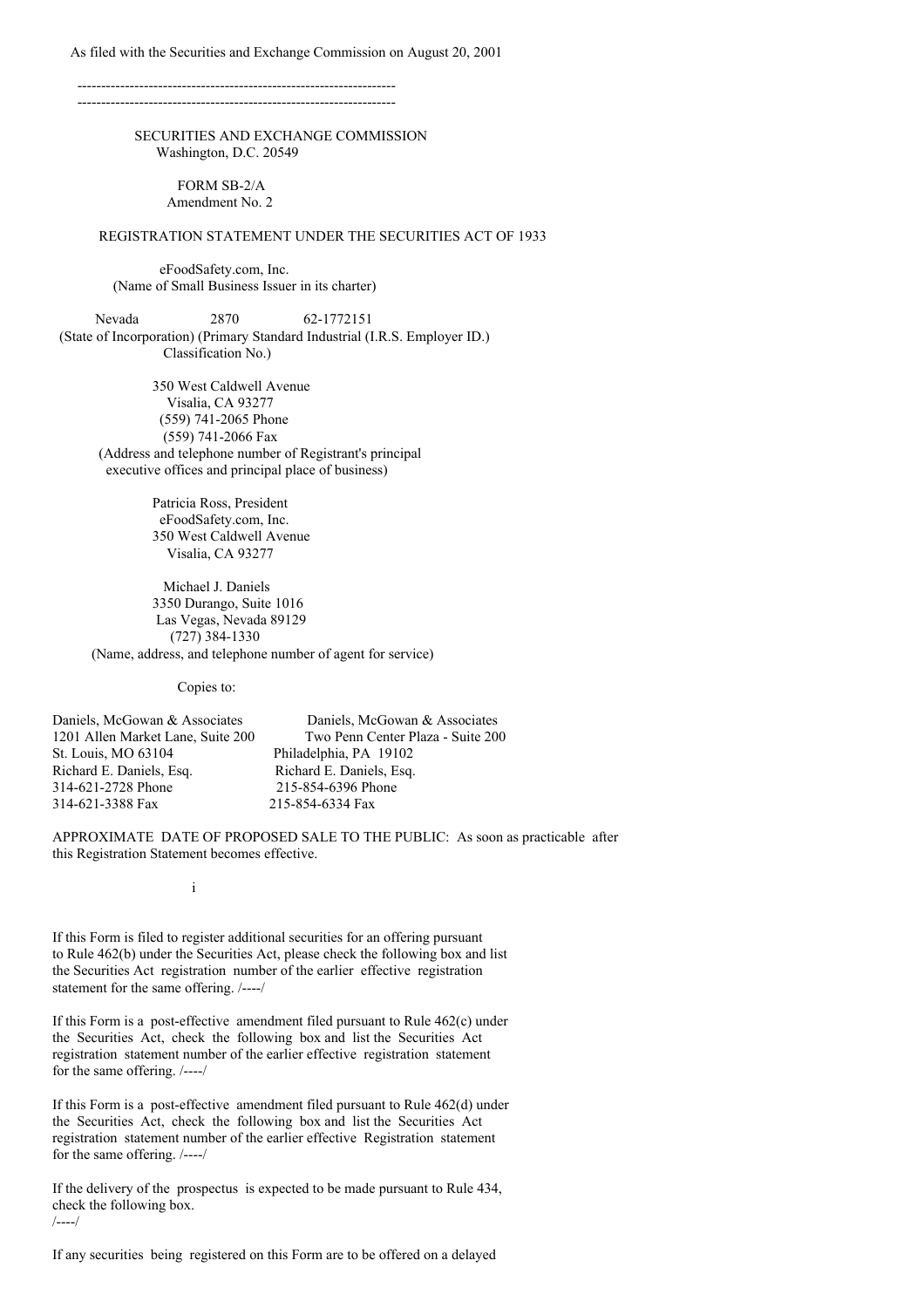As filed with the Securities and Exchange Commission on August 20, 2001

---

SECURITIES AND EXCHANGE COMMISSION
Washington, D.C. 20549

FORM SB-2/A
Amendment No. 2

REGISTRATION STATEMENT UNDER THE SECURITIES ACT OF 1933

eFoodSafety.com, Inc.
(Name of Small Business Issuer in its charter)

| Nevada | 2870 | 62-1772151 |
|---|---|---|
| (State of Incorporation) | (Primary Standard Industrial Classification No.) | (I.R.S. Employer ID.) |

350 West Caldwell Avenue
Visalia, CA 93277
(559) 741-2065 Phone
(559) 741-2066 Fax
(Address and telephone number of Registrant's principal executive offices and principal place of business)

Patricia Ross, President
eFoodSafety.com, Inc.
350 West Caldwell Avenue
Visalia, CA 93277

Michael J. Daniels
3350 Durango, Suite 1016
Las Vegas, Nevada 89129
(727) 384-1330
(Name, address, and telephone number of agent for service)

Copies to:

| | |
|---|---|
| Daniels, McGowan & Associates | Daniels, McGowan & Associates |
| 1201 Allen Market Lane, Suite 200 | Two Penn Center Plaza - Suite 200 |
| St. Louis, MO 63104 | Philadelphia, PA 19102 |
| Richard E. Daniels, Esq. | Richard E. Daniels, Esq. |
| 314-621-2728 Phone | 215-854-6396 Phone |
| 314-621-3388 Fax | 215-854-6334 Fax |

APPROXIMATE DATE OF PROPOSED SALE TO THE PUBLIC: As soon as practicable after this Registration Statement becomes effective.

If this Form is filed to register additional securities for an offering pursuant to Rule 462(b) under the Securities Act, please check the following box and list the Securities Act registration number of the earlier effective registration statement for the same offering. /----/

If this Form is a post-effective amendment filed pursuant to Rule 462(c) under the Securities Act, check the following box and list the Securities Act registration statement number of the earlier effective registration statement for the same offering. /----/

If this Form is a post-effective amendment filed pursuant to Rule 462(d) under the Securities Act, check the following box and list the Securities Act registration statement number of the earlier effective Registration statement for the same offering. /----/

If the delivery of the prospectus is expected to be made pursuant to Rule 434, check the following box.
/----/

If any securities being registered on this Form are to be offered on a delayed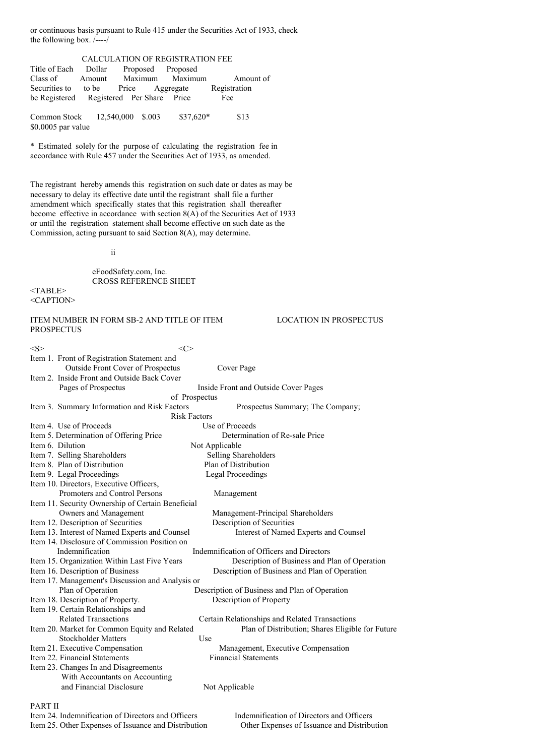or continuous basis pursuant to Rule 415 under the Securities Act of 1933, check the following box. /----/

CALCULATION OF REGISTRATION FEE

| Title of Each Class of Securities to be Registered | Dollar Amount to be Registered | Proposed Maximum Price Per Share | Proposed Maximum Aggregate Price | Amount of Registration Fee |
|---|---|---|---|---|
| Common Stock $0.0005 par value | 12,540,000 | $.003 | $37,620* | $13 |

* Estimated solely for the purpose of calculating the registration fee in accordance with Rule 457 under the Securities Act of 1933, as amended.

The registrant hereby amends this registration on such date or dates as may be necessary to delay its effective date until the registrant shall file a further amendment which specifically states that this registration shall thereafter become effective in accordance with section 8(A) of the Securities Act of 1933 or until the registration statement shall become effective on such date as the Commission, acting pursuant to said Section 8(A), may determine.

eFoodSafety.com, Inc.
CROSS REFERENCE SHEET

| ITEM NUMBER IN FORM SB-2 AND TITLE OF ITEM PROSPECTUS | LOCATION IN PROSPECTUS |
|---|---|
| Item 1. Front of Registration Statement and Outside Front Cover of Prospectus | Cover Page |
| Item 2. Inside Front and Outside Back Cover Pages of Prospectus | Inside Front and Outside Cover Pages of Prospectus |
| Item 3. Summary Information and Risk Factors | Prospectus Summary; The Company; Risk Factors |
| Item 4. Use of Proceeds | Use of Proceeds |
| Item 5. Determination of Offering Price | Determination of Re-sale Price |
| Item 6. Dilution | Not Applicable |
| Item 7. Selling Shareholders | Selling Shareholders |
| Item 8. Plan of Distribution | Plan of Distribution |
| Item 9. Legal Proceedings | Legal Proceedings |
| Item 10. Directors, Executive Officers, Promoters and Control Persons | Management |
| Item 11. Security Ownership of Certain Beneficial Owners and Management | Management-Principal Shareholders |
| Item 12. Description of Securities | Description of Securities |
| Item 13. Interest of Named Experts and Counsel | Interest of Named Experts and Counsel |
| Item 14. Disclosure of Commission Position on Indemnification | Indemnification of Officers and Directors |
| Item 15. Organization Within Last Five Years | Description of Business and Plan of Operation |
| Item 16. Description of Business | Description of Business and Plan of Operation |
| Item 17. Management's Discussion and Analysis or Plan of Operation | Description of Business and Plan of Operation |
| Item 18. Description of Property. | Description of Property |
| Item 19. Certain Relationships and Related Transactions | Certain Relationships and Related Transactions |
| Item 20. Market for Common Equity and Related Stockholder Matters | Plan of Distribution; Shares Eligible for Future Use |
| Item 21. Executive Compensation | Management, Executive Compensation |
| Item 22. Financial Statements | Financial Statements |
| Item 23. Changes In and Disagreements With Accountants on Accounting and Financial Disclosure | Not Applicable |

PART II

| | |
|---|---|
| Item 24. Indemnification of Directors and Officers | Indemnification of Directors and Officers |
| Item 25. Other Expenses of Issuance and Distribution | Other Expenses of Issuance and Distribution |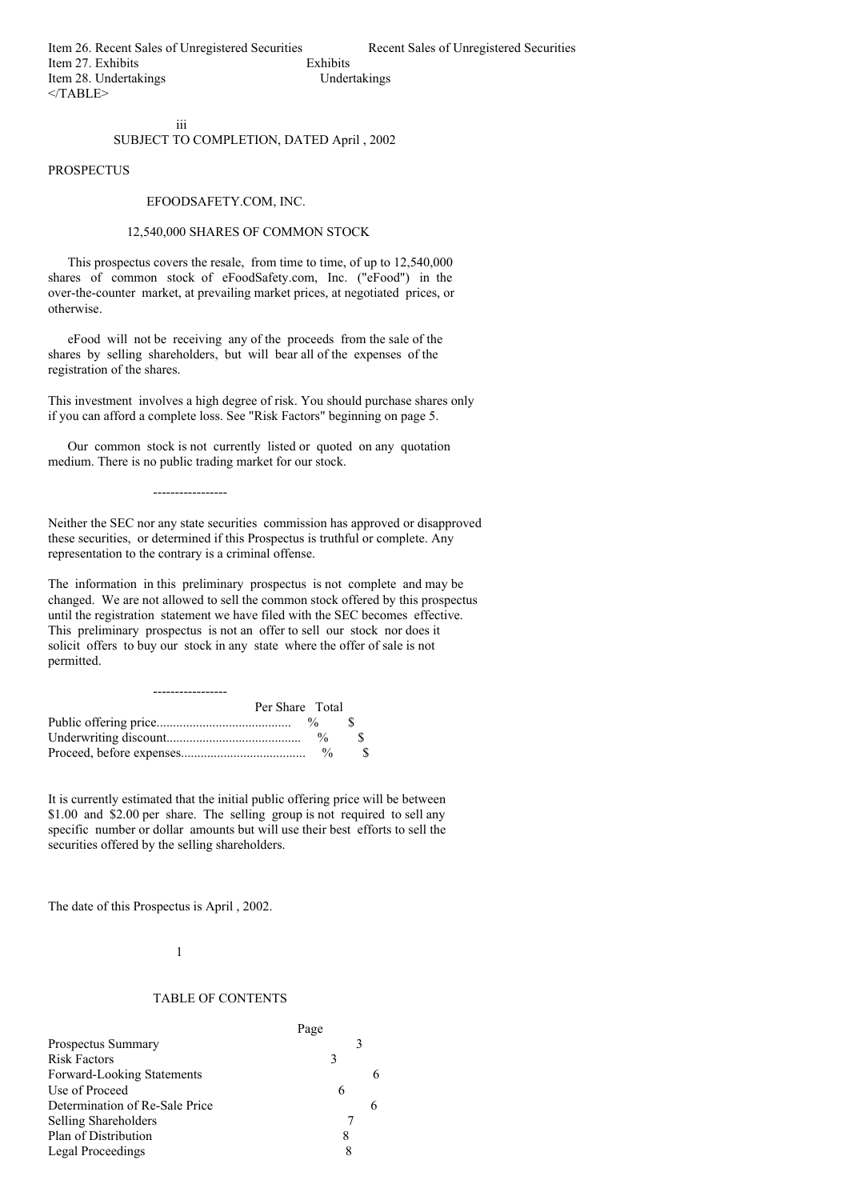| | |
|---|---|
| Item 26. Recent Sales of Unregistered Securities | Recent Sales of Unregistered Securities |
| Item 27. Exhibits | Exhibits |
| Item 28. Undertakings | Undertakings |

</TABLE>

SUBJECT TO COMPLETION, DATED April , 2002

PROSPECTUS

# EFOODSAFETY.COM, INC.

## 12,540,000 SHARES OF COMMON STOCK

This prospectus covers the resale, from time to time, of up to 12,540,000 shares of common stock of eFoodSafety.com, Inc. ("eFood") in the over-the-counter market, at prevailing market prices, at negotiated prices, or otherwise.

eFood will not be receiving any of the proceeds from the sale of the shares by selling shareholders, but will bear all of the expenses of the registration of the shares.

This investment involves a high degree of risk. You should purchase shares only if you can afford a complete loss. See "Risk Factors" beginning on page 5.

Our common stock is not currently listed or quoted on any quotation medium. There is no public trading market for our stock.

-----------------

Neither the SEC nor any state securities commission has approved or disapproved these securities, or determined if this Prospectus is truthful or complete. Any representation to the contrary is a criminal offense.

The information in this preliminary prospectus is not complete and may be changed. We are not allowed to sell the common stock offered by this prospectus until the registration statement we have filed with the SEC becomes effective. This preliminary prospectus is not an offer to sell our stock nor does it solicit offers to buy our stock in any state where the offer of sale is not permitted.

-----------------

| | Per Share | Total |
|---|---|---|
| Public offering price......................................... | % | $ |
| Underwriting discount......................................... | % | $ |
| Proceed, before expenses...................................... | % | $ |

It is currently estimated that the initial public offering price will be between $1.00 and $2.00 per share. The selling group is not required to sell any specific number or dollar amounts but will use their best efforts to sell the securities offered by the selling shareholders.

The date of this Prospectus is April , 2002.

## TABLE OF CONTENTS

| | Page |
|---|---|
| Prospectus Summary | 3 |
| Risk Factors | 3 |
| Forward-Looking Statements | 6 |
| Use of Proceed | 6 |
| Determination of Re-Sale Price | 6 |
| Selling Shareholders | 7 |
| Plan of Distribution | 8 |
| Legal Proceedings | 8 |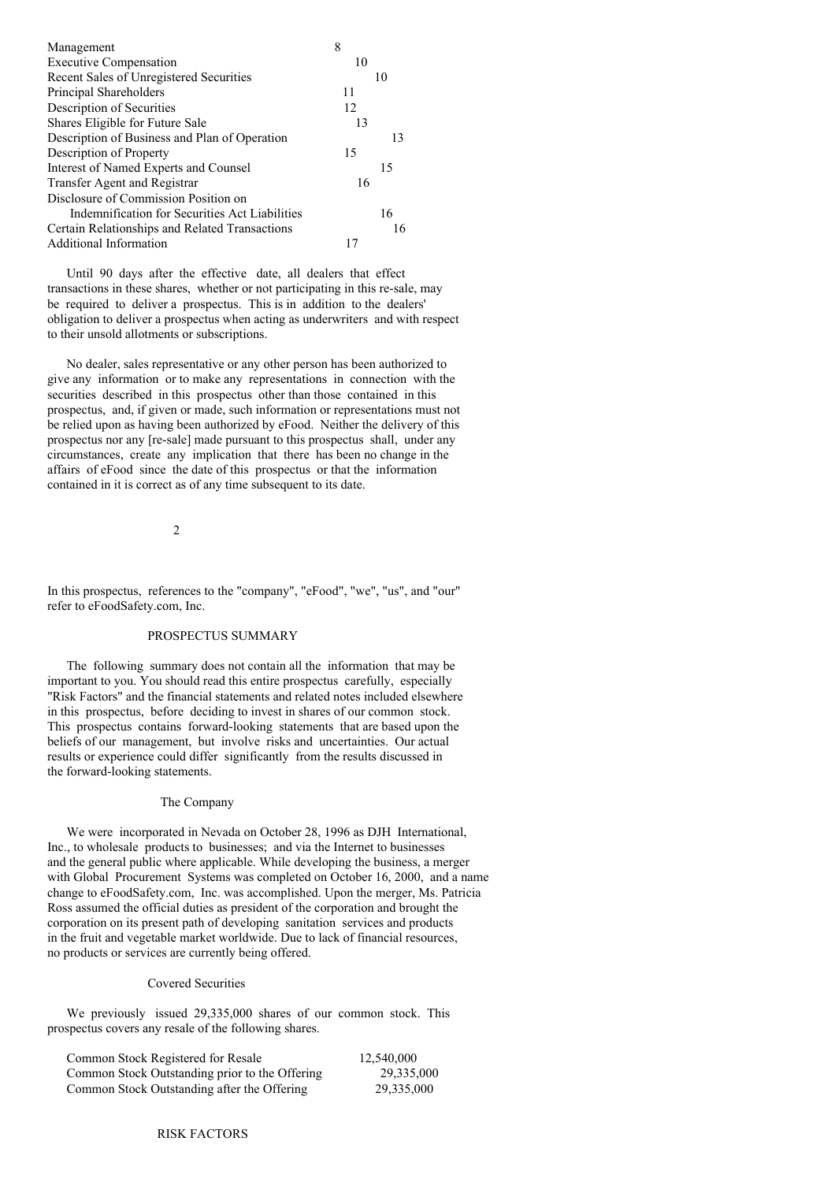| | |
|---|---|
| Management | 8 |
| Executive Compensation | 10 |
| Recent Sales of Unregistered Securities | 10 |
| Principal Shareholders | 11 |
| Description of Securities | 12 |
| Shares Eligible for Future Sale | 13 |
| Description of Business and Plan of Operation | 13 |
| Description of Property | 15 |
| Interest of Named Experts and Counsel | 15 |
| Transfer Agent and Registrar | 16 |
| Disclosure of Commission Position on Indemnification for Securities Act Liabilities | 16 |
| Certain Relationships and Related Transactions | 16 |
| Additional Information | 17 |

Until 90 days after the effective date, all dealers that effect transactions in these shares, whether or not participating in this re-sale, may be required to deliver a prospectus. This is in addition to the dealers' obligation to deliver a prospectus when acting as underwriters and with respect to their unsold allotments or subscriptions.

No dealer, sales representative or any other person has been authorized to give any information or to make any representations in connection with the securities described in this prospectus other than those contained in this prospectus, and, if given or made, such information or representations must not be relied upon as having been authorized by eFood. Neither the delivery of this prospectus nor any [re-sale] made pursuant to this prospectus shall, under any circumstances, create any implication that there has been no change in the affairs of eFood since the date of this prospectus or that the information contained in it is correct as of any time subsequent to its date.

In this prospectus, references to the "company", "eFood", "we", "us", and "our" refer to eFoodSafety.com, Inc.

## PROSPECTUS SUMMARY

The following summary does not contain all the information that may be important to you. You should read this entire prospectus carefully, especially "Risk Factors" and the financial statements and related notes included elsewhere in this prospectus, before deciding to invest in shares of our common stock. This prospectus contains forward-looking statements that are based upon the beliefs of our management, but involve risks and uncertainties. Our actual results or experience could differ significantly from the results discussed in the forward-looking statements.

### The Company

We were incorporated in Nevada on October 28, 1996 as DJH International, Inc., to wholesale products to businesses; and via the Internet to businesses and the general public where applicable. While developing the business, a merger with Global Procurement Systems was completed on October 16, 2000, and a name change to eFoodSafety.com, Inc. was accomplished. Upon the merger, Ms. Patricia Ross assumed the official duties as president of the corporation and brought the corporation on its present path of developing sanitation services and products in the fruit and vegetable market worldwide. Due to lack of financial resources, no products or services are currently being offered.

### Covered Securities

We previously issued 29,335,000 shares of our common stock. This prospectus covers any resale of the following shares.

| | |
|---|---|
| Common Stock Registered for Resale | 12,540,000 |
| Common Stock Outstanding prior to the Offering | 29,335,000 |
| Common Stock Outstanding after the Offering | 29,335,000 |

## RISK FACTORS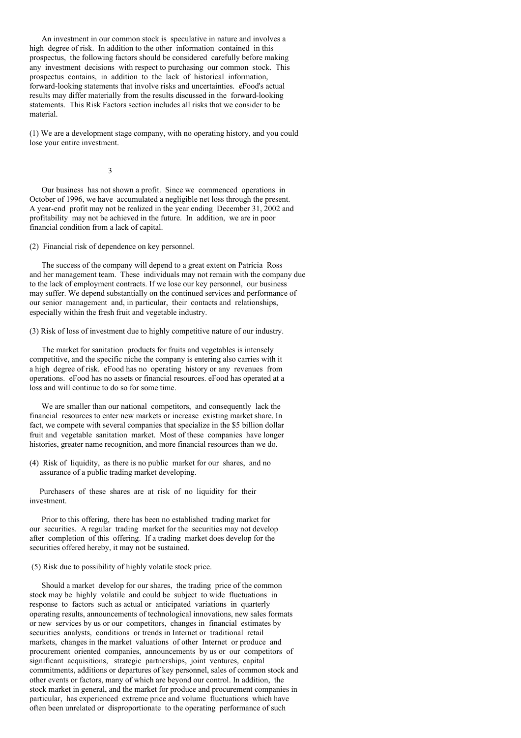An investment in our common stock is speculative in nature and involves a high degree of risk. In addition to the other information contained in this prospectus, the following factors should be considered carefully before making any investment decisions with respect to purchasing our common stock. This prospectus contains, in addition to the lack of historical information, forward-looking statements that involve risks and uncertainties. eFood's actual results may differ materially from the results discussed in the forward-looking statements. This Risk Factors section includes all risks that we consider to be material.

(1) We are a development stage company, with no operating history, and you could lose your entire investment.

Our business has not shown a profit. Since we commenced operations in October of 1996, we have accumulated a negligible net loss through the present. A year-end profit may not be realized in the year ending December 31, 2002 and profitability may not be achieved in the future. In addition, we are in poor financial condition from a lack of capital.

(2) Financial risk of dependence on key personnel.

The success of the company will depend to a great extent on Patricia Ross and her management team. These individuals may not remain with the company due to the lack of employment contracts. If we lose our key personnel, our business may suffer. We depend substantially on the continued services and performance of our senior management and, in particular, their contacts and relationships, especially within the fresh fruit and vegetable industry.

(3) Risk of loss of investment due to highly competitive nature of our industry.

The market for sanitation products for fruits and vegetables is intensely competitive, and the specific niche the company is entering also carries with it a high degree of risk. eFood has no operating history or any revenues from operations. eFood has no assets or financial resources. eFood has operated at a loss and will continue to do so for some time.

We are smaller than our national competitors, and consequently lack the financial resources to enter new markets or increase existing market share. In fact, we compete with several companies that specialize in the $5 billion dollar fruit and vegetable sanitation market. Most of these companies have longer histories, greater name recognition, and more financial resources than we do.

(4) Risk of liquidity, as there is no public market for our shares, and no assurance of a public trading market developing.

Purchasers of these shares are at risk of no liquidity for their investment.

Prior to this offering, there has been no established trading market for our securities. A regular trading market for the securities may not develop after completion of this offering. If a trading market does develop for the securities offered hereby, it may not be sustained.

(5) Risk due to possibility of highly volatile stock price.

Should a market develop for our shares, the trading price of the common stock may be highly volatile and could be subject to wide fluctuations in response to factors such as actual or anticipated variations in quarterly operating results, announcements of technological innovations, new sales formats or new services by us or our competitors, changes in financial estimates by securities analysts, conditions or trends in Internet or traditional retail markets, changes in the market valuations of other Internet or produce and procurement oriented companies, announcements by us or our competitors of significant acquisitions, strategic partnerships, joint ventures, capital commitments, additions or departures of key personnel, sales of common stock and other events or factors, many of which are beyond our control. In addition, the stock market in general, and the market for produce and procurement companies in particular, has experienced extreme price and volume fluctuations which have often been unrelated or disproportionate to the operating performance of such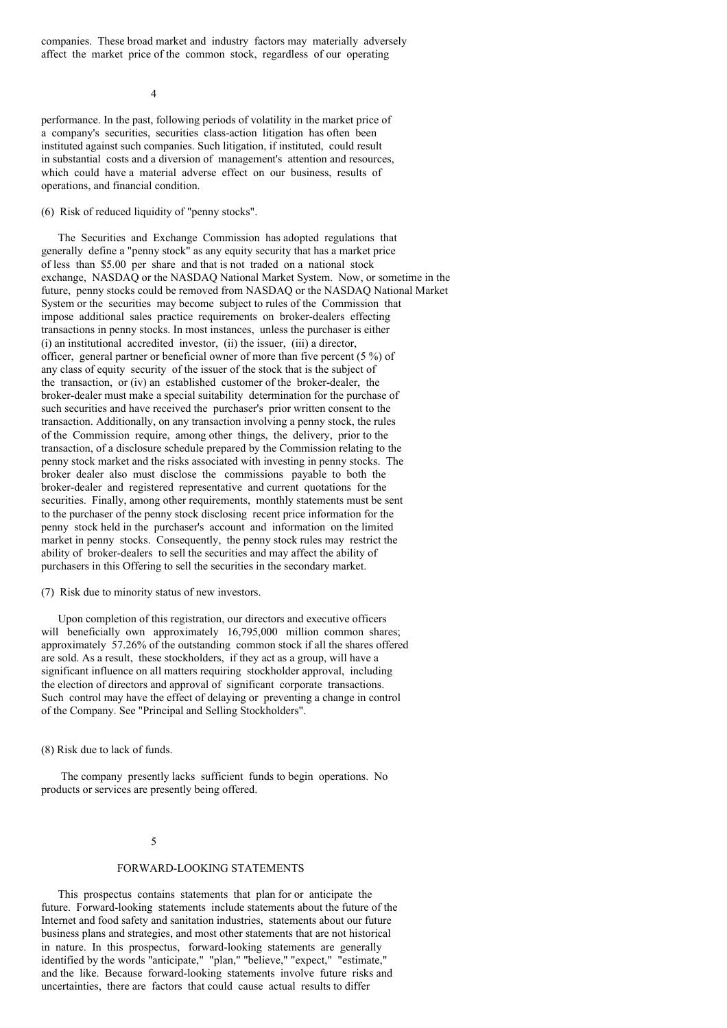companies. These broad market and industry factors may materially adversely affect the market price of the common stock, regardless of our operating performance. In the past, following periods of volatility in the market price of a company's securities, securities class-action litigation has often been instituted against such companies. Such litigation, if instituted, could result in substantial costs and a diversion of management's attention and resources, which could have a material adverse effect on our business, results of operations, and financial condition.

(6) Risk of reduced liquidity of "penny stocks".

The Securities and Exchange Commission has adopted regulations that generally define a "penny stock" as any equity security that has a market price of less than $5.00 per share and that is not traded on a national stock exchange, NASDAQ or the NASDAQ National Market System. Now, or sometime in the future, penny stocks could be removed from NASDAQ or the NASDAQ National Market System or the securities may become subject to rules of the Commission that impose additional sales practice requirements on broker-dealers effecting transactions in penny stocks. In most instances, unless the purchaser is either (i) an institutional accredited investor, (ii) the issuer, (iii) a director, officer, general partner or beneficial owner of more than five percent (5 %) of any class of equity security of the issuer of the stock that is the subject of the transaction, or (iv) an established customer of the broker-dealer, the broker-dealer must make a special suitability determination for the purchase of such securities and have received the purchaser's prior written consent to the transaction. Additionally, on any transaction involving a penny stock, the rules of the Commission require, among other things, the delivery, prior to the transaction, of a disclosure schedule prepared by the Commission relating to the penny stock market and the risks associated with investing in penny stocks. The broker dealer also must disclose the commissions payable to both the broker-dealer and registered representative and current quotations for the securities. Finally, among other requirements, monthly statements must be sent to the purchaser of the penny stock disclosing recent price information for the penny stock held in the purchaser's account and information on the limited market in penny stocks. Consequently, the penny stock rules may restrict the ability of broker-dealers to sell the securities and may affect the ability of purchasers in this Offering to sell the securities in the secondary market.

(7) Risk due to minority status of new investors.

Upon completion of this registration, our directors and executive officers will beneficially own approximately 16,795,000 million common shares; approximately 57.26% of the outstanding common stock if all the shares offered are sold. As a result, these stockholders, if they act as a group, will have a significant influence on all matters requiring stockholder approval, including the election of directors and approval of significant corporate transactions. Such control may have the effect of delaying or preventing a change in control of the Company. See "Principal and Selling Stockholders".

(8) Risk due to lack of funds.

The company presently lacks sufficient funds to begin operations. No products or services are presently being offered.

## FORWARD-LOOKING STATEMENTS

This prospectus contains statements that plan for or anticipate the future. Forward-looking statements include statements about the future of the Internet and food safety and sanitation industries, statements about our future business plans and strategies, and most other statements that are not historical in nature. In this prospectus, forward-looking statements are generally identified by the words "anticipate," "plan," "believe," "expect," "estimate," and the like. Because forward-looking statements involve future risks and uncertainties, there are factors that could cause actual results to differ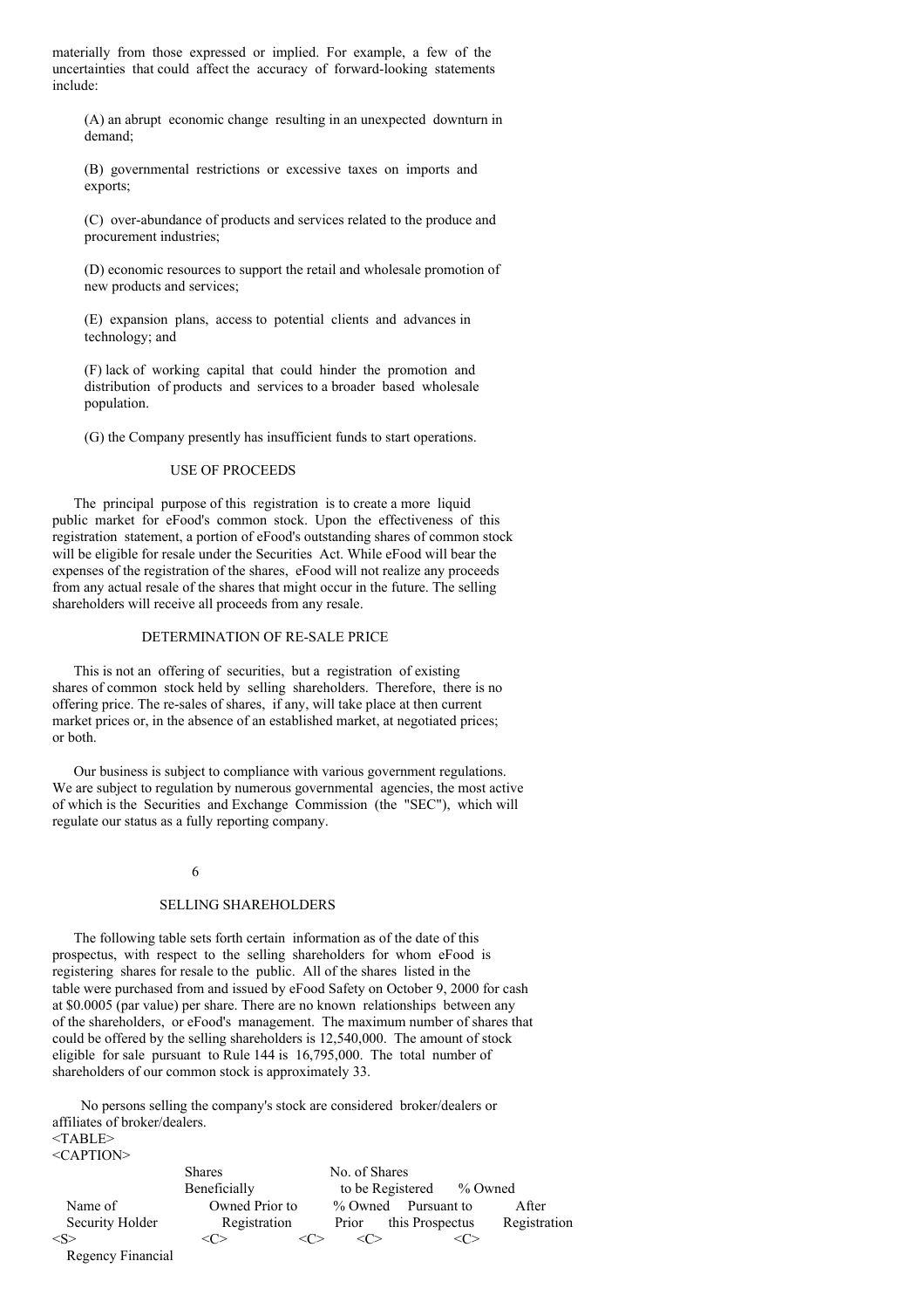materially from those expressed or implied. For example, a few of the uncertainties that could affect the accuracy of forward-looking statements include:

(A) an abrupt economic change resulting in an unexpected downturn in demand;

(B) governmental restrictions or excessive taxes on imports and exports;

(C) over-abundance of products and services related to the produce and procurement industries;

(D) economic resources to support the retail and wholesale promotion of new products and services;

(E) expansion plans, access to potential clients and advances in technology; and

(F) lack of working capital that could hinder the promotion and distribution of products and services to a broader based wholesale population.

(G) the Company presently has insufficient funds to start operations.

## USE OF PROCEEDS

The principal purpose of this registration is to create a more liquid public market for eFood's common stock. Upon the effectiveness of this registration statement, a portion of eFood's outstanding shares of common stock will be eligible for resale under the Securities Act. While eFood will bear the expenses of the registration of the shares, eFood will not realize any proceeds from any actual resale of the shares that might occur in the future. The selling shareholders will receive all proceeds from any resale.

## DETERMINATION OF RE-SALE PRICE

This is not an offering of securities, but a registration of existing shares of common stock held by selling shareholders. Therefore, there is no offering price. The re-sales of shares, if any, will take place at then current market prices or, in the absence of an established market, at negotiated prices; or both.

Our business is subject to compliance with various government regulations. We are subject to regulation by numerous governmental agencies, the most active of which is the Securities and Exchange Commission (the "SEC"), which will regulate our status as a fully reporting company.

## SELLING SHAREHOLDERS

The following table sets forth certain information as of the date of this prospectus, with respect to the selling shareholders for whom eFood is registering shares for resale to the public. All of the shares listed in the table were purchased from and issued by eFood Safety on October 9, 2000 for cash at $0.0005 (par value) per share. There are no known relationships between any of the shareholders, or eFood's management. The maximum number of shares that could be offered by the selling shareholders is 12,540,000. The amount of stock eligible for sale pursuant to Rule 144 is 16,795,000. The total number of shareholders of our common stock is approximately 33.

No persons selling the company's stock are considered broker/dealers or affiliates of broker/dealers.

| Name of Security Holder | Shares Beneficially Owned Prior to Registration | % Owned Prior | No. of Shares to be Registered Pursuant to this Prospectus | % Owned After Registration |
|---|---|---|---|---|
| Regency Financial | | | | |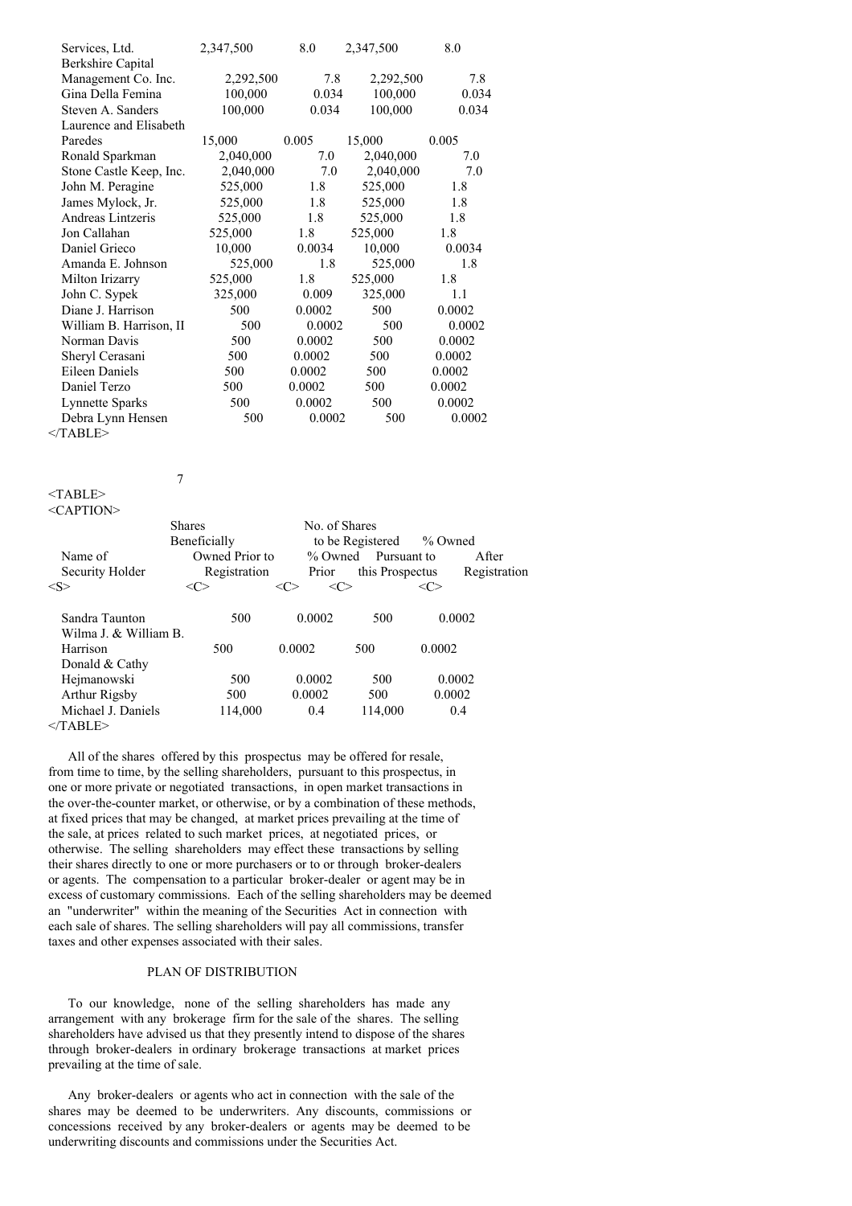| Name of Security Holder | Shares Beneficially Owned Prior to Registration | % Owned Prior | No. of Shares to be Registered Pursuant to this Prospectus | % Owned After Registration |
|---|---|---|---|---|
| Services, Ltd. | 2,347,500 | 8.0 | 2,347,500 | 8.0 |
| Berkshire Capital Management Co. Inc. | 2,292,500 | 7.8 | 2,292,500 | 7.8 |
| Gina Della Femina | 100,000 | 0.034 | 100,000 | 0.034 |
| Steven A. Sanders | 100,000 | 0.034 | 100,000 | 0.034 |
| Laurence and Elisabeth Paredes | 15,000 | 0.005 | 15,000 | 0.005 |
| Ronald Sparkman | 2,040,000 | 7.0 | 2,040,000 | 7.0 |
| Stone Castle Keep, Inc. | 2,040,000 | 7.0 | 2,040,000 | 7.0 |
| John M. Peragine | 525,000 | 1.8 | 525,000 | 1.8 |
| James Mylock, Jr. | 525,000 | 1.8 | 525,000 | 1.8 |
| Andreas Lintzeris | 525,000 | 1.8 | 525,000 | 1.8 |
| Jon Callahan | 525,000 | 1.8 | 525,000 | 1.8 |
| Daniel Grieco | 10,000 | 0.0034 | 10,000 | 0.0034 |
| Amanda E. Johnson | 525,000 | 1.8 | 525,000 | 1.8 |
| Milton Irizarry | 525,000 | 1.8 | 525,000 | 1.8 |
| John C. Sypek | 325,000 | 0.009 | 325,000 | 1.1 |
| Diane J. Harrison | 500 | 0.0002 | 500 | 0.0002 |
| William B. Harrison, II | 500 | 0.0002 | 500 | 0.0002 |
| Norman Davis | 500 | 0.0002 | 500 | 0.0002 |
| Sheryl Cerasani | 500 | 0.0002 | 500 | 0.0002 |
| Eileen Daniels | 500 | 0.0002 | 500 | 0.0002 |
| Daniel Terzo | 500 | 0.0002 | 500 | 0.0002 |
| Lynnette Sparks | 500 | 0.0002 | 500 | 0.0002 |
| Debra Lynn Hensen | 500 | 0.0002 | 500 | 0.0002 |
| Sandra Taunton | 500 | 0.0002 | 500 | 0.0002 |
| Wilma J. & William B. Harrison | 500 | 0.0002 | 500 | 0.0002 |
| Donald & Cathy Hejmanowski | 500 | 0.0002 | 500 | 0.0002 |
| Arthur Rigsby | 500 | 0.0002 | 500 | 0.0002 |
| Michael J. Daniels | 114,000 | 0.4 | 114,000 | 0.4 |

All of the shares offered by this prospectus may be offered for resale, from time to time, by the selling shareholders, pursuant to this prospectus, in one or more private or negotiated transactions, in open market transactions in the over-the-counter market, or otherwise, or by a combination of these methods, at fixed prices that may be changed, at market prices prevailing at the time of the sale, at prices related to such market prices, at negotiated prices, or otherwise. The selling shareholders may effect these transactions by selling their shares directly to one or more purchasers or to or through broker-dealers or agents. The compensation to a particular broker-dealer or agent may be in excess of customary commissions. Each of the selling shareholders may be deemed an "underwriter" within the meaning of the Securities Act in connection with each sale of shares. The selling shareholders will pay all commissions, transfer taxes and other expenses associated with their sales.

## PLAN OF DISTRIBUTION

To our knowledge, none of the selling shareholders has made any arrangement with any brokerage firm for the sale of the shares. The selling shareholders have advised us that they presently intend to dispose of the shares through broker-dealers in ordinary brokerage transactions at market prices prevailing at the time of sale.

Any broker-dealers or agents who act in connection with the sale of the shares may be deemed to be underwriters. Any discounts, commissions or concessions received by any broker-dealers or agents may be deemed to be underwriting discounts and commissions under the Securities Act.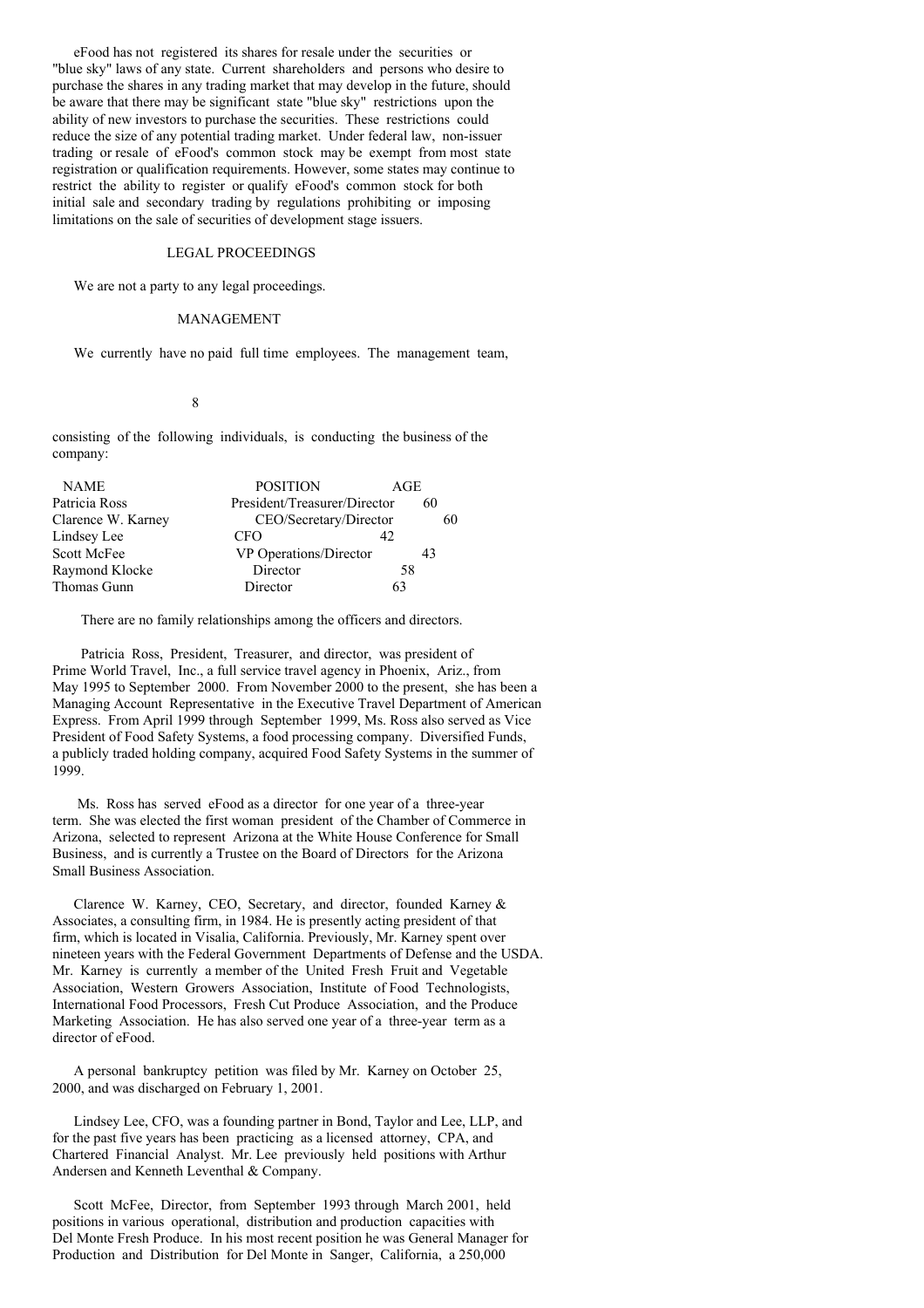eFood has not registered its shares for resale under the securities or "blue sky" laws of any state. Current shareholders and persons who desire to purchase the shares in any trading market that may develop in the future, should be aware that there may be significant state "blue sky" restrictions upon the ability of new investors to purchase the securities. These restrictions could reduce the size of any potential trading market. Under federal law, non-issuer trading or resale of eFood's common stock may be exempt from most state registration or qualification requirements. However, some states may continue to restrict the ability to register or qualify eFood's common stock for both initial sale and secondary trading by regulations prohibiting or imposing limitations on the sale of securities of development stage issuers.

## LEGAL PROCEEDINGS

We are not a party to any legal proceedings.

## MANAGEMENT

We currently have no paid full time employees. The management team, consisting of the following individuals, is conducting the business of the company:

| NAME | POSITION | AGE |
|---|---|---|
| Patricia Ross | President/Treasurer/Director | 60 |
| Clarence W. Karney | CEO/Secretary/Director | 60 |
| Lindsey Lee | CFO | 42 |
| Scott McFee | VP Operations/Director | 43 |
| Raymond Klocke | Director | 58 |
| Thomas Gunn | Director | 63 |

There are no family relationships among the officers and directors.

Patricia Ross, President, Treasurer, and director, was president of Prime World Travel, Inc., a full service travel agency in Phoenix, Ariz., from May 1995 to September 2000. From November 2000 to the present, she has been a Managing Account Representative in the Executive Travel Department of American Express. From April 1999 through September 1999, Ms. Ross also served as Vice President of Food Safety Systems, a food processing company. Diversified Funds, a publicly traded holding company, acquired Food Safety Systems in the summer of 1999.

Ms. Ross has served eFood as a director for one year of a three-year term. She was elected the first woman president of the Chamber of Commerce in Arizona, selected to represent Arizona at the White House Conference for Small Business, and is currently a Trustee on the Board of Directors for the Arizona Small Business Association.

Clarence W. Karney, CEO, Secretary, and director, founded Karney & Associates, a consulting firm, in 1984. He is presently acting president of that firm, which is located in Visalia, California. Previously, Mr. Karney spent over nineteen years with the Federal Government Departments of Defense and the USDA. Mr. Karney is currently a member of the United Fresh Fruit and Vegetable Association, Western Growers Association, Institute of Food Technologists, International Food Processors, Fresh Cut Produce Association, and the Produce Marketing Association. He has also served one year of a three-year term as a director of eFood.

A personal bankruptcy petition was filed by Mr. Karney on October 25, 2000, and was discharged on February 1, 2001.

Lindsey Lee, CFO, was a founding partner in Bond, Taylor and Lee, LLP, and for the past five years has been practicing as a licensed attorney, CPA, and Chartered Financial Analyst. Mr. Lee previously held positions with Arthur Andersen and Kenneth Leventhal & Company.

Scott McFee, Director, from September 1993 through March 2001, held positions in various operational, distribution and production capacities with Del Monte Fresh Produce. In his most recent position he was General Manager for Production and Distribution for Del Monte in Sanger, California, a 250,000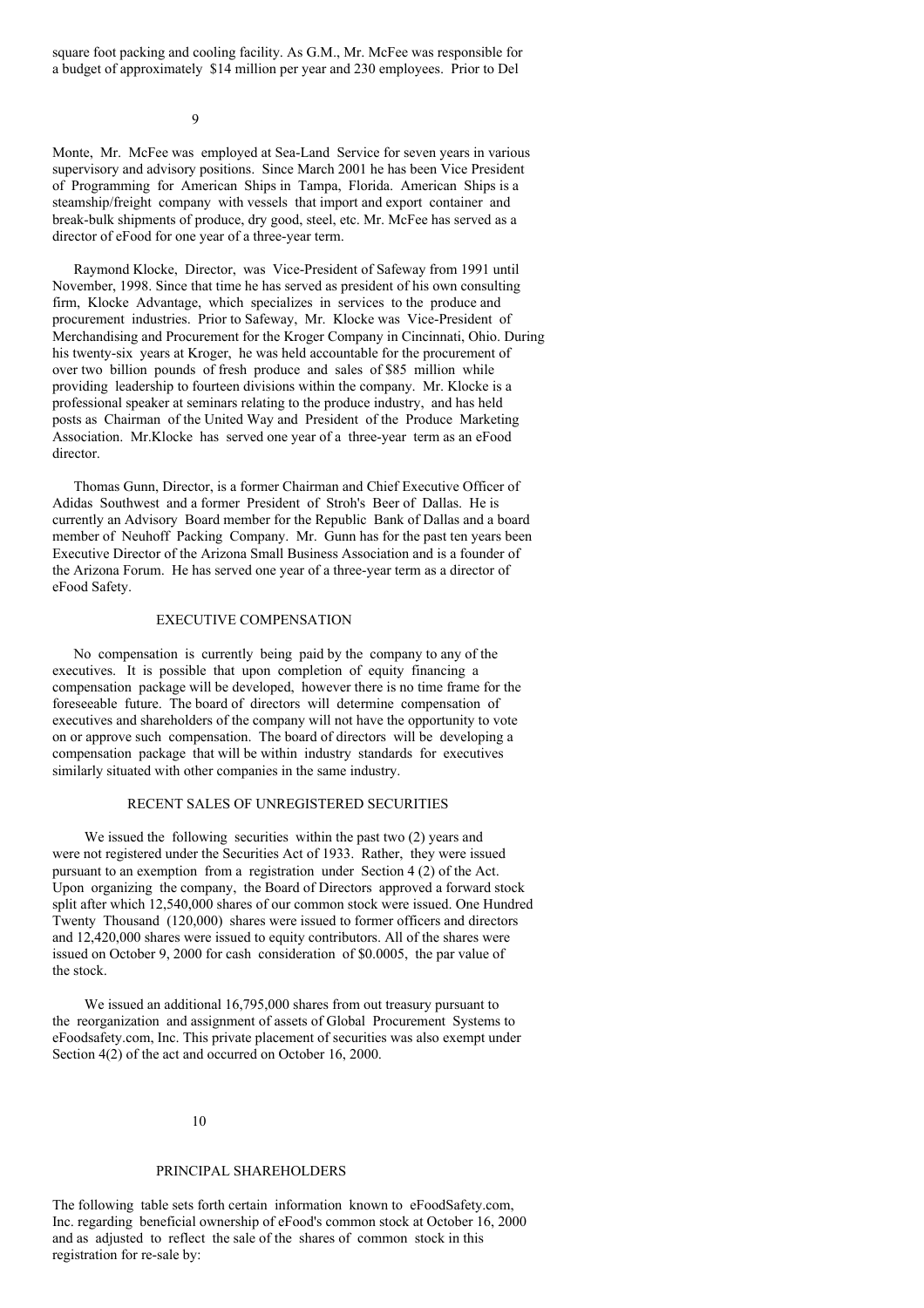square foot packing and cooling facility. As G.M., Mr. McFee was responsible for a budget of approximately $14 million per year and 230 employees. Prior to Del

Monte, Mr. McFee was employed at Sea-Land Service for seven years in various supervisory and advisory positions. Since March 2001 he has been Vice President of Programming for American Ships in Tampa, Florida. American Ships is a steamship/freight company with vessels that import and export container and break-bulk shipments of produce, dry good, steel, etc. Mr. McFee has served as a director of eFood for one year of a three-year term.

Raymond Klocke, Director, was Vice-President of Safeway from 1991 until November, 1998. Since that time he has served as president of his own consulting firm, Klocke Advantage, which specializes in services to the produce and procurement industries. Prior to Safeway, Mr. Klocke was Vice-President of Merchandising and Procurement for the Kroger Company in Cincinnati, Ohio. During his twenty-six years at Kroger, he was held accountable for the procurement of over two billion pounds of fresh produce and sales of $85 million while providing leadership to fourteen divisions within the company. Mr. Klocke is a professional speaker at seminars relating to the produce industry, and has held posts as Chairman of the United Way and President of the Produce Marketing Association. Mr.Klocke has served one year of a three-year term as an eFood director.

Thomas Gunn, Director, is a former Chairman and Chief Executive Officer of Adidas Southwest and a former President of Stroh's Beer of Dallas. He is currently an Advisory Board member for the Republic Bank of Dallas and a board member of Neuhoff Packing Company. Mr. Gunn has for the past ten years been Executive Director of the Arizona Small Business Association and is a founder of the Arizona Forum. He has served one year of a three-year term as a director of eFood Safety.

## EXECUTIVE COMPENSATION

No compensation is currently being paid by the company to any of the executives. It is possible that upon completion of equity financing a compensation package will be developed, however there is no time frame for the foreseeable future. The board of directors will determine compensation of executives and shareholders of the company will not have the opportunity to vote on or approve such compensation. The board of directors will be developing a compensation package that will be within industry standards for executives similarly situated with other companies in the same industry.

## RECENT SALES OF UNREGISTERED SECURITIES

We issued the following securities within the past two (2) years and were not registered under the Securities Act of 1933. Rather, they were issued pursuant to an exemption from a registration under Section 4 (2) of the Act. Upon organizing the company, the Board of Directors approved a forward stock split after which 12,540,000 shares of our common stock were issued. One Hundred Twenty Thousand (120,000) shares were issued to former officers and directors and 12,420,000 shares were issued to equity contributors. All of the shares were issued on October 9, 2000 for cash consideration of $0.0005, the par value of the stock.

We issued an additional 16,795,000 shares from out treasury pursuant to the reorganization and assignment of assets of Global Procurement Systems to eFoodsafety.com, Inc. This private placement of securities was also exempt under Section 4(2) of the act and occurred on October 16, 2000.

## PRINCIPAL SHAREHOLDERS

The following table sets forth certain information known to eFoodSafety.com, Inc. regarding beneficial ownership of eFood's common stock at October 16, 2000 and as adjusted to reflect the sale of the shares of common stock in this registration for re-sale by: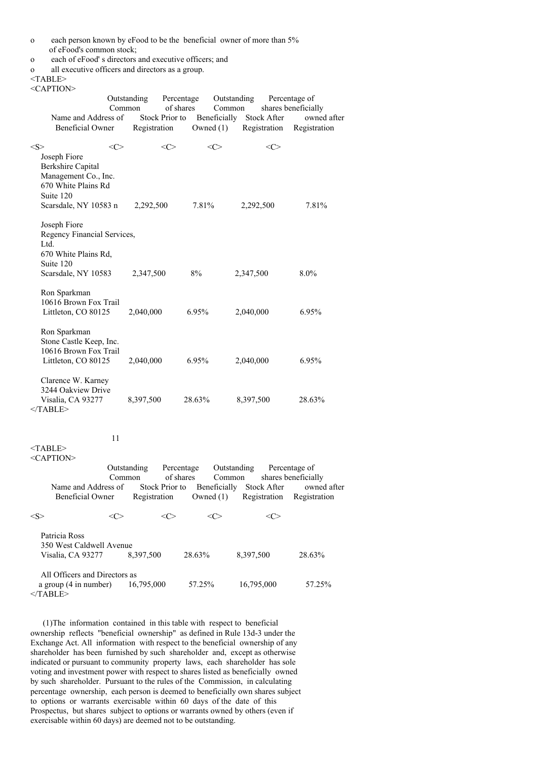- each person known by eFood to be the beneficial owner of more than 5% of eFood's common stock;
- each of eFood' s directors and executive officers; and
- all executive officers and directors as a group.

| Name and Address of Beneficial Owner | Outstanding Common Stock Prior to Registration | Percentage of shares Beneficially Owned (1) | Outstanding Common Stock After Registration | Percentage of shares beneficially owned after Registration |
|---|---|---|---|---|
| Joseph Fiore<br>Berkshire Capital Management Co., Inc.<br>670 White Plains Rd<br>Suite 120<br>Scarsdale, NY 10583 n | 2,292,500 | 7.81% | 2,292,500 | 7.81% |
| Joseph Fiore<br>Regency Financial Services, Ltd.<br>670 White Plains Rd,<br>Suite 120<br>Scarsdale, NY 10583 | 2,347,500 | 8% | 2,347,500 | 8.0% |
| Ron Sparkman<br>10616 Brown Fox Trail<br>Littleton, CO 80125 | 2,040,000 | 6.95% | 2,040,000 | 6.95% |
| Ron Sparkman<br>Stone Castle Keep, Inc.<br>10616 Brown Fox Trail<br>Littleton, CO 80125 | 2,040,000 | 6.95% | 2,040,000 | 6.95% |
| Clarence W. Karney<br>3244 Oakview Drive<br>Visalia, CA 93277 | 8,397,500 | 28.63% | 8,397,500 | 28.63% |
| Patricia Ross<br>350 West Caldwell Avenue<br>Visalia, CA 93277 | 8,397,500 | 28.63% | 8,397,500 | 28.63% |
| All Officers and Directors as a group (4 in number) | 16,795,000 | 57.25% | 16,795,000 | 57.25% |

(1)The information contained in this table with respect to beneficial ownership reflects "beneficial ownership" as defined in Rule 13d-3 under the Exchange Act. All information with respect to the beneficial ownership of any shareholder has been furnished by such shareholder and, except as otherwise indicated or pursuant to community property laws, each shareholder has sole voting and investment power with respect to shares listed as beneficially owned by such shareholder. Pursuant to the rules of the Commission, in calculating percentage ownership, each person is deemed to beneficially own shares subject to options or warrants exercisable within 60 days of the date of this Prospectus, but shares subject to options or warrants owned by others (even if exercisable within 60 days) are deemed not to be outstanding.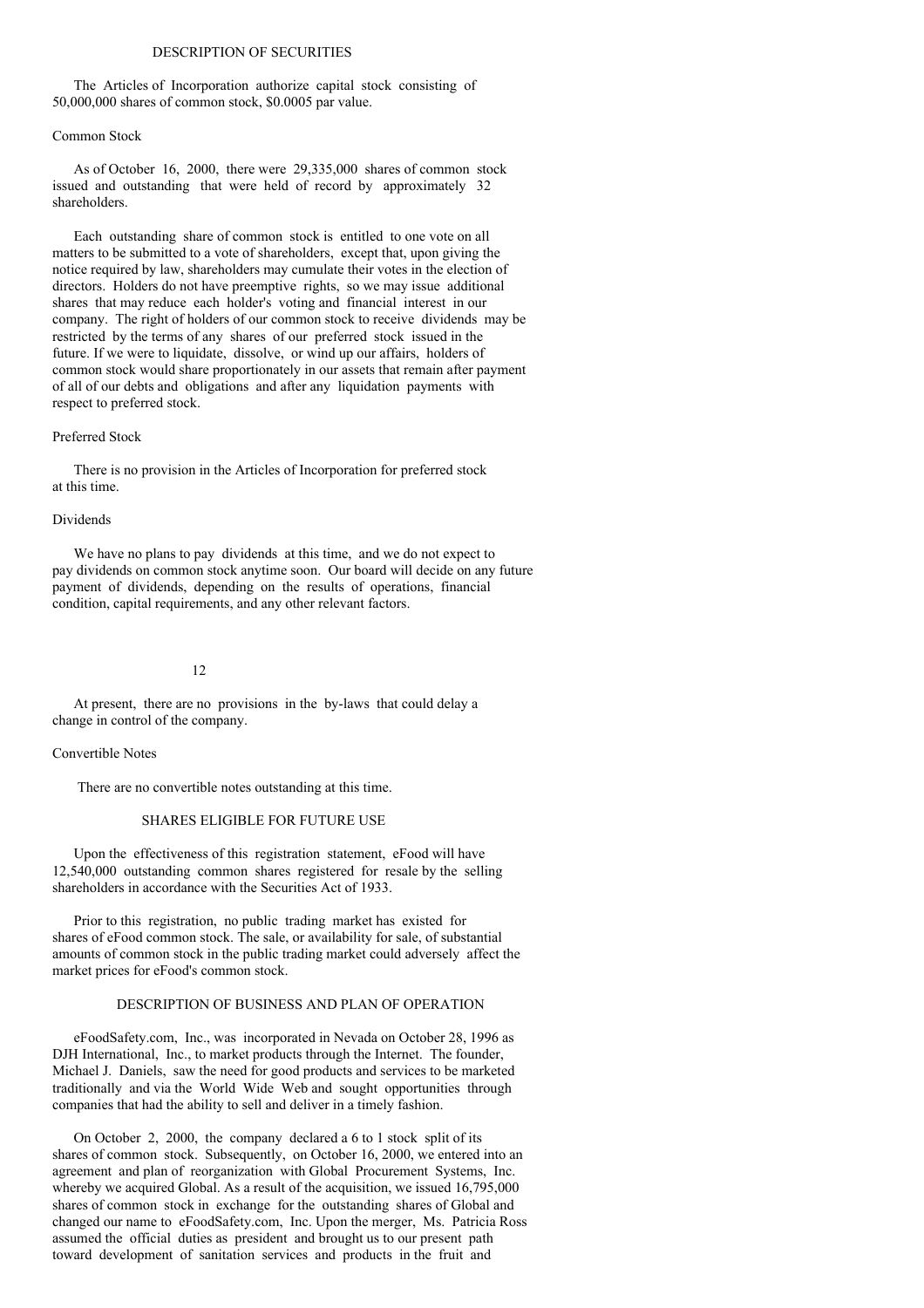## DESCRIPTION OF SECURITIES

The Articles of Incorporation authorize capital stock consisting of 50,000,000 shares of common stock, $0.0005 par value.

### Common Stock

As of October 16, 2000, there were 29,335,000 shares of common stock issued and outstanding that were held of record by approximately 32 shareholders.

Each outstanding share of common stock is entitled to one vote on all matters to be submitted to a vote of shareholders, except that, upon giving the notice required by law, shareholders may cumulate their votes in the election of directors. Holders do not have preemptive rights, so we may issue additional shares that may reduce each holder's voting and financial interest in our company. The right of holders of our common stock to receive dividends may be restricted by the terms of any shares of our preferred stock issued in the future. If we were to liquidate, dissolve, or wind up our affairs, holders of common stock would share proportionately in our assets that remain after payment of all of our debts and obligations and after any liquidation payments with respect to preferred stock.

### Preferred Stock

There is no provision in the Articles of Incorporation for preferred stock at this time.

### Dividends

We have no plans to pay dividends at this time, and we do not expect to pay dividends on common stock anytime soon. Our board will decide on any future payment of dividends, depending on the results of operations, financial condition, capital requirements, and any other relevant factors.

At present, there are no provisions in the by-laws that could delay a change in control of the company.

### Convertible Notes

There are no convertible notes outstanding at this time.

## SHARES ELIGIBLE FOR FUTURE USE

Upon the effectiveness of this registration statement, eFood will have 12,540,000 outstanding common shares registered for resale by the selling shareholders in accordance with the Securities Act of 1933.

Prior to this registration, no public trading market has existed for shares of eFood common stock. The sale, or availability for sale, of substantial amounts of common stock in the public trading market could adversely affect the market prices for eFood's common stock.

## DESCRIPTION OF BUSINESS AND PLAN OF OPERATION

eFoodSafety.com, Inc., was incorporated in Nevada on October 28, 1996 as DJH International, Inc., to market products through the Internet. The founder, Michael J. Daniels, saw the need for good products and services to be marketed traditionally and via the World Wide Web and sought opportunities through companies that had the ability to sell and deliver in a timely fashion.

On October 2, 2000, the company declared a 6 to 1 stock split of its shares of common stock. Subsequently, on October 16, 2000, we entered into an agreement and plan of reorganization with Global Procurement Systems, Inc. whereby we acquired Global. As a result of the acquisition, we issued 16,795,000 shares of common stock in exchange for the outstanding shares of Global and changed our name to eFoodSafety.com, Inc. Upon the merger, Ms. Patricia Ross assumed the official duties as president and brought us to our present path toward development of sanitation services and products in the fruit and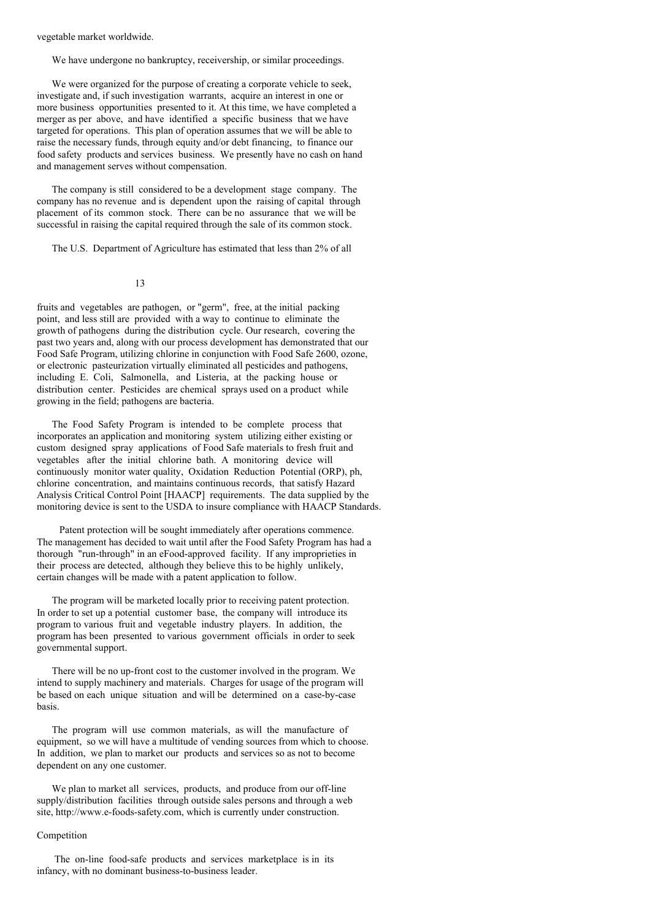vegetable market worldwide.

We have undergone no bankruptcy, receivership, or similar proceedings.

We were organized for the purpose of creating a corporate vehicle to seek, investigate and, if such investigation warrants, acquire an interest in one or more business opportunities presented to it. At this time, we have completed a merger as per above, and have identified a specific business that we have targeted for operations. This plan of operation assumes that we will be able to raise the necessary funds, through equity and/or debt financing, to finance our food safety products and services business. We presently have no cash on hand and management serves without compensation.

The company is still considered to be a development stage company. The company has no revenue and is dependent upon the raising of capital through placement of its common stock. There can be no assurance that we will be successful in raising the capital required through the sale of its common stock.

The U.S. Department of Agriculture has estimated that less than 2% of all fruits and vegetables are pathogen, or "germ", free, at the initial packing point, and less still are provided with a way to continue to eliminate the growth of pathogens during the distribution cycle. Our research, covering the past two years and, along with our process development has demonstrated that our Food Safe Program, utilizing chlorine in conjunction with Food Safe 2600, ozone, or electronic pasteurization virtually eliminated all pesticides and pathogens, including E. Coli, Salmonella, and Listeria, at the packing house or distribution center. Pesticides are chemical sprays used on a product while growing in the field; pathogens are bacteria.

The Food Safety Program is intended to be complete process that incorporates an application and monitoring system utilizing either existing or custom designed spray applications of Food Safe materials to fresh fruit and vegetables after the initial chlorine bath. A monitoring device will continuously monitor water quality, Oxidation Reduction Potential (ORP), ph, chlorine concentration, and maintains continuous records, that satisfy Hazard Analysis Critical Control Point [HAACP] requirements. The data supplied by the monitoring device is sent to the USDA to insure compliance with HAACP Standards.

Patent protection will be sought immediately after operations commence. The management has decided to wait until after the Food Safety Program has had a thorough "run-through" in an eFood-approved facility. If any improprieties in their process are detected, although they believe this to be highly unlikely, certain changes will be made with a patent application to follow.

The program will be marketed locally prior to receiving patent protection. In order to set up a potential customer base, the company will introduce its program to various fruit and vegetable industry players. In addition, the program has been presented to various government officials in order to seek governmental support.

There will be no up-front cost to the customer involved in the program. We intend to supply machinery and materials. Charges for usage of the program will be based on each unique situation and will be determined on a case-by-case basis.

The program will use common materials, as will the manufacture of equipment, so we will have a multitude of vending sources from which to choose. In addition, we plan to market our products and services so as not to become dependent on any one customer.

We plan to market all services, products, and produce from our off-line supply/distribution facilities through outside sales persons and through a web site, http://www.e-foods-safety.com, which is currently under construction.

## Competition

The on-line food-safe products and services marketplace is in its infancy, with no dominant business-to-business leader.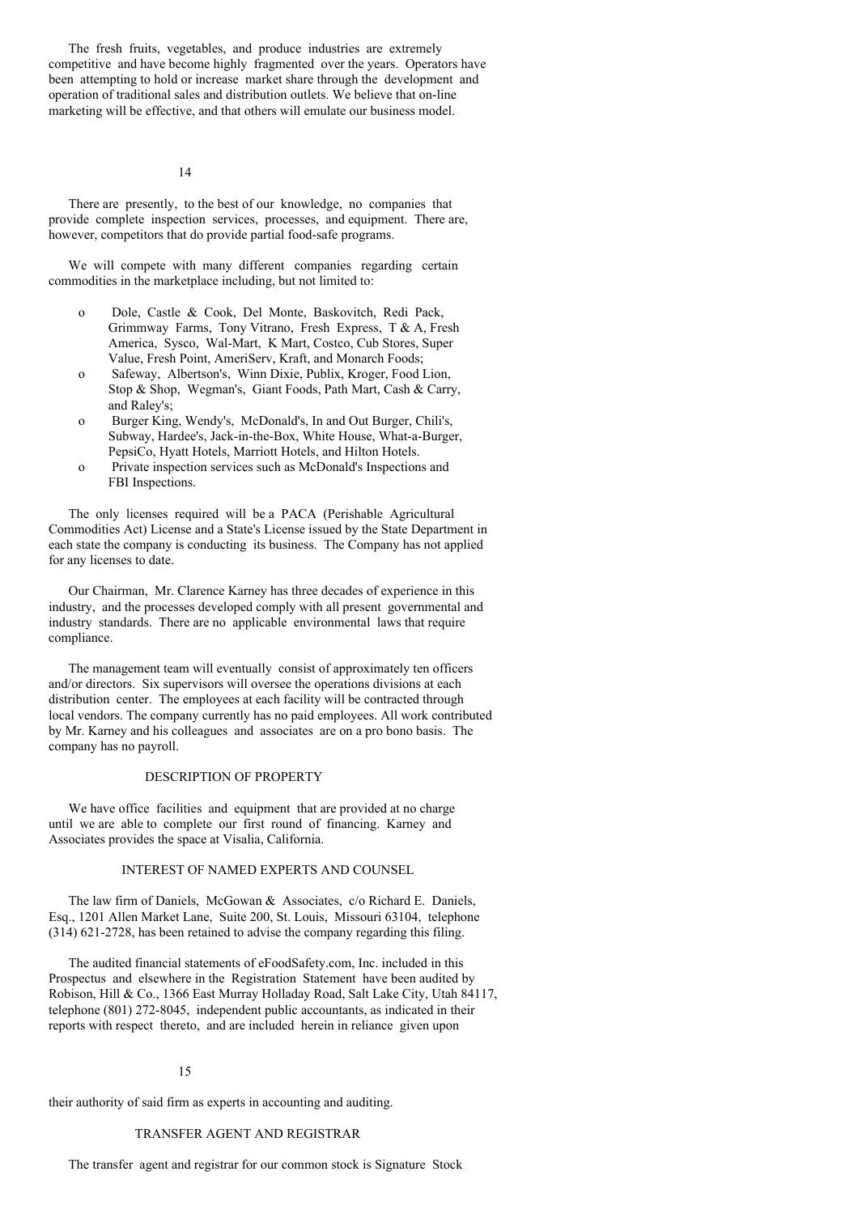The fresh fruits, vegetables, and produce industries are extremely competitive and have become highly fragmented over the years. Operators have been attempting to hold or increase market share through the development and operation of traditional sales and distribution outlets. We believe that on-line marketing will be effective, and that others will emulate our business model.

There are presently, to the best of our knowledge, no companies that provide complete inspection services, processes, and equipment. There are, however, competitors that do provide partial food-safe programs.

We will compete with many different companies regarding certain commodities in the marketplace including, but not limited to:

- Dole, Castle & Cook, Del Monte, Baskovitch, Redi Pack, Grimmway Farms, Tony Vitrano, Fresh Express, T & A, Fresh America, Sysco, Wal-Mart, K Mart, Costco, Cub Stores, Super Value, Fresh Point, AmeriServ, Kraft, and Monarch Foods;
- Safeway, Albertson's, Winn Dixie, Publix, Kroger, Food Lion, Stop & Shop, Wegman's, Giant Foods, Path Mart, Cash & Carry, and Raley's;
- Burger King, Wendy's, McDonald's, In and Out Burger, Chili's, Subway, Hardee's, Jack-in-the-Box, White House, What-a-Burger, PepsiCo, Hyatt Hotels, Marriott Hotels, and Hilton Hotels.
- Private inspection services such as McDonald's Inspections and FBI Inspections.

The only licenses required will be a PACA (Perishable Agricultural Commodities Act) License and a State's License issued by the State Department in each state the company is conducting its business. The Company has not applied for any licenses to date.

Our Chairman, Mr. Clarence Karney has three decades of experience in this industry, and the processes developed comply with all present governmental and industry standards. There are no applicable environmental laws that require compliance.

The management team will eventually consist of approximately ten officers and/or directors. Six supervisors will oversee the operations divisions at each distribution center. The employees at each facility will be contracted through local vendors. The company currently has no paid employees. All work contributed by Mr. Karney and his colleagues and associates are on a pro bono basis. The company has no payroll.

## DESCRIPTION OF PROPERTY

We have office facilities and equipment that are provided at no charge until we are able to complete our first round of financing. Karney and Associates provides the space at Visalia, California.

## INTEREST OF NAMED EXPERTS AND COUNSEL

The law firm of Daniels, McGowan & Associates, c/o Richard E. Daniels, Esq., 1201 Allen Market Lane, Suite 200, St. Louis, Missouri 63104, telephone (314) 621-2728, has been retained to advise the company regarding this filing.

The audited financial statements of eFoodSafety.com, Inc. included in this Prospectus and elsewhere in the Registration Statement have been audited by Robison, Hill & Co., 1366 East Murray Holladay Road, Salt Lake City, Utah 84117, telephone (801) 272-8045, independent public accountants, as indicated in their reports with respect thereto, and are included herein in reliance given upon their authority of said firm as experts in accounting and auditing.

## TRANSFER AGENT AND REGISTRAR

The transfer agent and registrar for our common stock is Signature Stock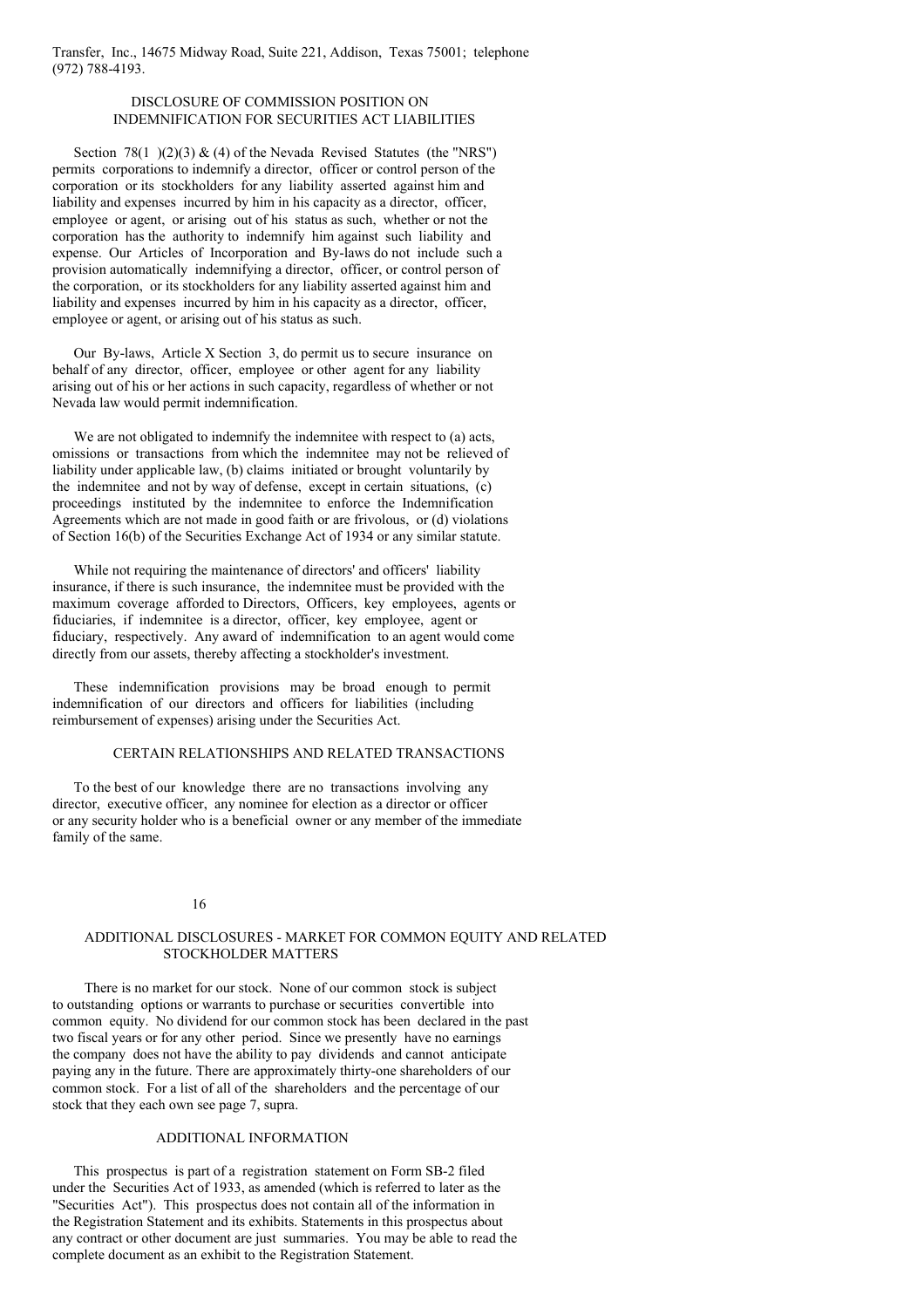Transfer, Inc., 14675 Midway Road, Suite 221, Addison, Texas 75001; telephone (972) 788-4193.

## DISCLOSURE OF COMMISSION POSITION ON INDEMNIFICATION FOR SECURITIES ACT LIABILITIES

Section 78(1 )(2)(3) & (4) of the Nevada Revised Statutes (the "NRS") permits corporations to indemnify a director, officer or control person of the corporation or its stockholders for any liability asserted against him and liability and expenses incurred by him in his capacity as a director, officer, employee or agent, or arising out of his status as such, whether or not the corporation has the authority to indemnify him against such liability and expense. Our Articles of Incorporation and By-laws do not include such a provision automatically indemnifying a director, officer, or control person of the corporation, or its stockholders for any liability asserted against him and liability and expenses incurred by him in his capacity as a director, officer, employee or agent, or arising out of his status as such.

Our By-laws, Article X Section 3, do permit us to secure insurance on behalf of any director, officer, employee or other agent for any liability arising out of his or her actions in such capacity, regardless of whether or not Nevada law would permit indemnification.

We are not obligated to indemnify the indemnitee with respect to (a) acts, omissions or transactions from which the indemnitee may not be relieved of liability under applicable law, (b) claims initiated or brought voluntarily by the indemnitee and not by way of defense, except in certain situations, (c) proceedings instituted by the indemnitee to enforce the Indemnification Agreements which are not made in good faith or are frivolous, or (d) violations of Section 16(b) of the Securities Exchange Act of 1934 or any similar statute.

While not requiring the maintenance of directors' and officers' liability insurance, if there is such insurance, the indemnitee must be provided with the maximum coverage afforded to Directors, Officers, key employees, agents or fiduciaries, if indemnitee is a director, officer, key employee, agent or fiduciary, respectively. Any award of indemnification to an agent would come directly from our assets, thereby affecting a stockholder's investment.

These indemnification provisions may be broad enough to permit indemnification of our directors and officers for liabilities (including reimbursement of expenses) arising under the Securities Act.

## CERTAIN RELATIONSHIPS AND RELATED TRANSACTIONS

To the best of our knowledge there are no transactions involving any director, executive officer, any nominee for election as a director or officer or any security holder who is a beneficial owner or any member of the immediate family of the same.

## ADDITIONAL DISCLOSURES - MARKET FOR COMMON EQUITY AND RELATED STOCKHOLDER MATTERS

There is no market for our stock. None of our common stock is subject to outstanding options or warrants to purchase or securities convertible into common equity. No dividend for our common stock has been declared in the past two fiscal years or for any other period. Since we presently have no earnings the company does not have the ability to pay dividends and cannot anticipate paying any in the future. There are approximately thirty-one shareholders of our common stock. For a list of all of the shareholders and the percentage of our stock that they each own see page 7, supra.

## ADDITIONAL INFORMATION

This prospectus is part of a registration statement on Form SB-2 filed under the Securities Act of 1933, as amended (which is referred to later as the "Securities Act"). This prospectus does not contain all of the information in the Registration Statement and its exhibits. Statements in this prospectus about any contract or other document are just summaries. You may be able to read the complete document as an exhibit to the Registration Statement.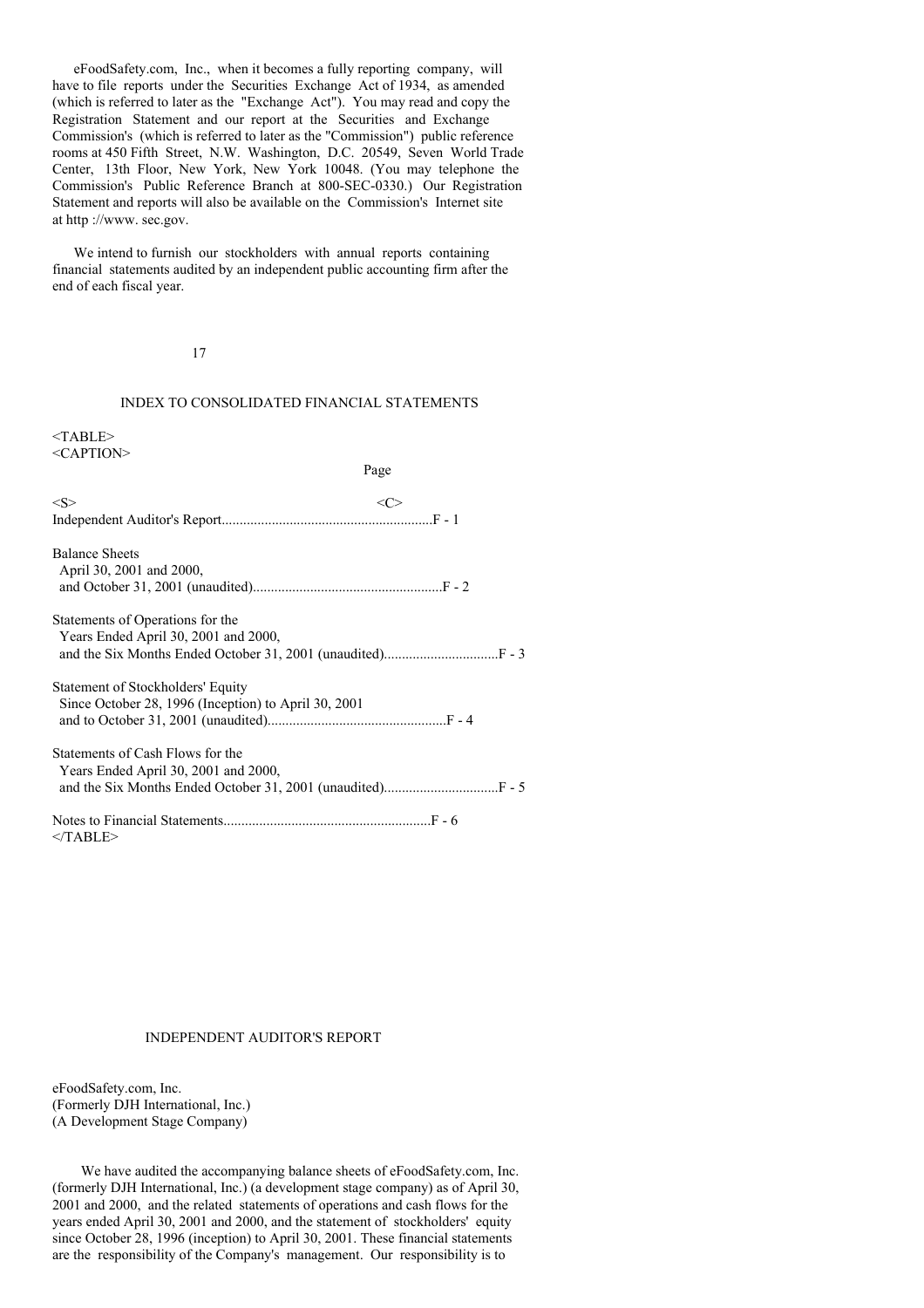eFoodSafety.com, Inc., when it becomes a fully reporting company, will have to file reports under the Securities Exchange Act of 1934, as amended (which is referred to later as the "Exchange Act"). You may read and copy the Registration Statement and our report at the Securities and Exchange Commission's (which is referred to later as the "Commission") public reference rooms at 450 Fifth Street, N.W. Washington, D.C. 20549, Seven World Trade Center, 13th Floor, New York, New York 10048. (You may telephone the Commission's Public Reference Branch at 800-SEC-0330.) Our Registration Statement and reports will also be available on the Commission's Internet site at http ://www. sec.gov.

We intend to furnish our stockholders with annual reports containing financial statements audited by an independent public accounting firm after the end of each fiscal year.

## INDEX TO CONSOLIDATED FINANCIAL STATEMENTS

| | Page |
|---|---|
| Independent Auditor's Report | F - 1 |
| Balance Sheets April 30, 2001 and 2000, and October 31, 2001 (unaudited) | F - 2 |
| Statements of Operations for the Years Ended April 30, 2001 and 2000, and the Six Months Ended October 31, 2001 (unaudited) | F - 3 |
| Statement of Stockholders' Equity Since October 28, 1996 (Inception) to April 30, 2001 and to October 31, 2001 (unaudited) | F - 4 |
| Statements of Cash Flows for the Years Ended April 30, 2001 and 2000, and the Six Months Ended October 31, 2001 (unaudited) | F - 5 |
| Notes to Financial Statements | F - 6 |

## INDEPENDENT AUDITOR'S REPORT

eFoodSafety.com, Inc.
(Formerly DJH International, Inc.)
(A Development Stage Company)

We have audited the accompanying balance sheets of eFoodSafety.com, Inc. (formerly DJH International, Inc.) (a development stage company) as of April 30, 2001 and 2000, and the related statements of operations and cash flows for the years ended April 30, 2001 and 2000, and the statement of stockholders' equity since October 28, 1996 (inception) to April 30, 2001. These financial statements are the responsibility of the Company's management. Our responsibility is to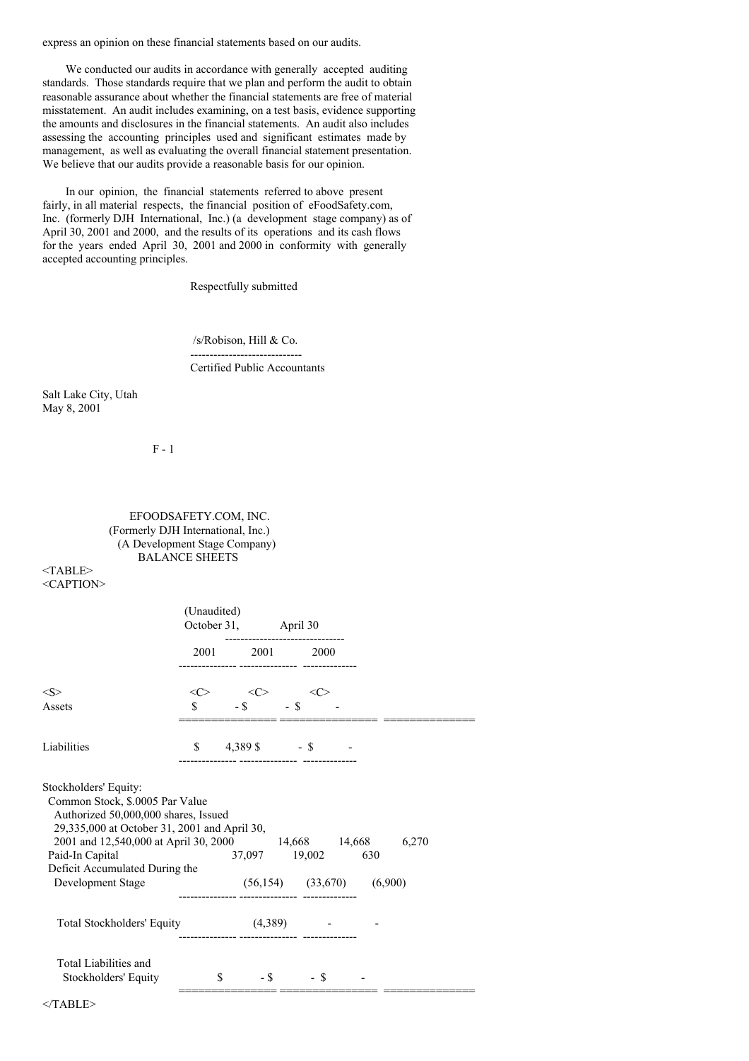express an opinion on these financial statements based on our audits.

We conducted our audits in accordance with generally accepted auditing standards. Those standards require that we plan and perform the audit to obtain reasonable assurance about whether the financial statements are free of material misstatement. An audit includes examining, on a test basis, evidence supporting the amounts and disclosures in the financial statements. An audit also includes assessing the accounting principles used and significant estimates made by management, as well as evaluating the overall financial statement presentation. We believe that our audits provide a reasonable basis for our opinion.

In our opinion, the financial statements referred to above present fairly, in all material respects, the financial position of eFoodSafety.com, Inc. (formerly DJH International, Inc.) (a development stage company) as of April 30, 2001 and 2000, and the results of its operations and its cash flows for the years ended April 30, 2001 and 2000 in conformity with generally accepted accounting principles.

Respectfully submitted

/s/Robison, Hill & Co.

Certified Public Accountants

Salt Lake City, Utah
May 8, 2001

EFOODSAFETY.COM, INC.
(Formerly DJH International, Inc.)
(A Development Stage Company)
BALANCE SHEETS

| | (Unaudited) October 31, 2001 | April 30 2001 | April 30 2000 |
|---|---|---|---|
| Assets | $ - | $ - | $ - |
| Liabilities | $ 4,389 | $ - | $ - |
| Stockholders' Equity: | | | |
| Common Stock, $.0005 Par Value Authorized 50,000,000 shares, Issued 29,335,000 at October 31, 2001 and April 30, 2001 and 12,540,000 at April 30, 2000 | 14,668 | 14,668 | 6,270 |
| Paid-In Capital | 37,097 | 19,002 | 630 |
| Deficit Accumulated During the Development Stage | (56,154) | (33,670) | (6,900) |
| Total Stockholders' Equity | (4,389) | - | - |
| Total Liabilities and Stockholders' Equity | $ - | $ - | $ - |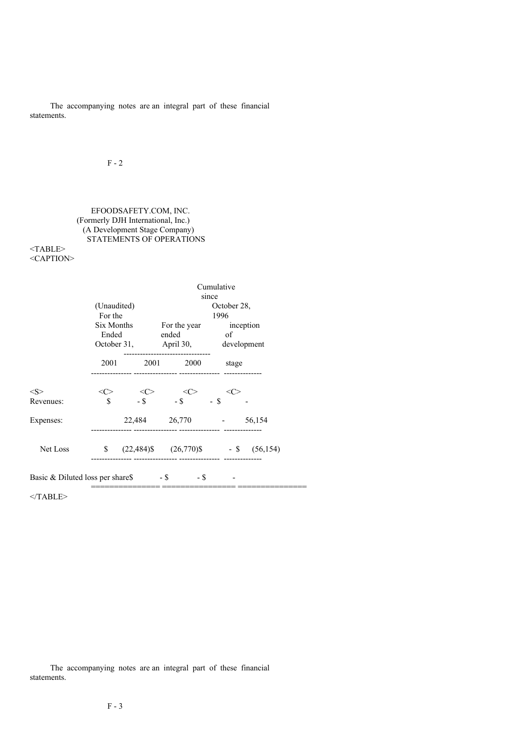The accompanying notes are an integral part of these financial statements.

EFOODSAFETY.COM, INC.
(Formerly DJH International, Inc.)
(A Development Stage Company)
STATEMENTS OF OPERATIONS

| | (Unaudited) For the Six Months Ended October 31, | For the year ended April 30, | | Cumulative since October 28, 1996 inception of development |
|---|---|---|---|---|
| | 2001 | 2001 | 2000 | stage |
| Revenues: | $ - | $ - | $ - | $ - |
| Expenses: | 22,484 | 26,770 | - | 56,154 |
| Net Loss | $ (22,484) | $ (26,770) | $ - | $ (56,154) |
| Basic & Diluted loss per share | $ - | $ - | $ - | |

The accompanying notes are an integral part of these financial statements.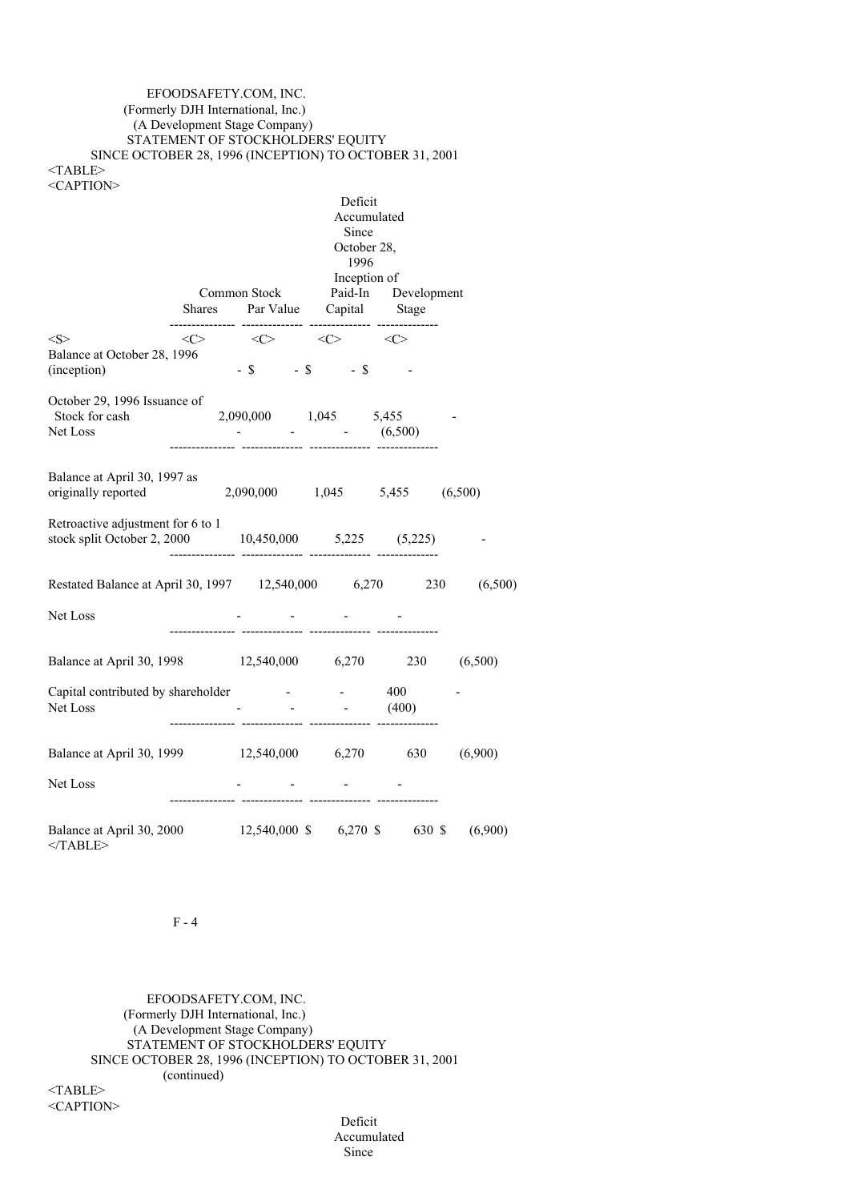EFOODSAFETY.COM, INC.
(Formerly DJH International, Inc.)
(A Development Stage Company)
STATEMENT OF STOCKHOLDERS' EQUITY
SINCE OCTOBER 28, 1996 (INCEPTION) TO OCTOBER 31, 2001

| | Common Stock Shares | Common Stock Par Value | Paid-In Capital | Deficit Accumulated Since October 28, 1996 Inception of Development Stage |
|---|---|---|---|---|
| Balance at October 28, 1996 (inception) | - | $ - | $ - | $ - |
| October 29, 1996 Issuance of Stock for cash | 2,090,000 | 1,045 | 5,455 | - |
| Net Loss | - | - | - | (6,500) |
| Balance at April 30, 1997 as originally reported | 2,090,000 | 1,045 | 5,455 | (6,500) |
| Retroactive adjustment for 6 to 1 stock split October 2, 2000 | 10,450,000 | 5,225 | (5,225) | - |
| Restated Balance at April 30, 1997 | 12,540,000 | 6,270 | 230 | (6,500) |
| Net Loss | - | - | - | - |
| Balance at April 30, 1998 | 12,540,000 | 6,270 | 230 | (6,500) |
| Capital contributed by shareholder | - | - | 400 | - |
| Net Loss | - | - | - | (400) |
| Balance at April 30, 1999 | 12,540,000 | 6,270 | 630 | (6,900) |
| Net Loss | - | - | - | - |
| Balance at April 30, 2000 | 12,540,000 | $ 6,270 | $ 630 | $ (6,900) |

EFOODSAFETY.COM, INC.
(Formerly DJH International, Inc.)
(A Development Stage Company)
STATEMENT OF STOCKHOLDERS' EQUITY
SINCE OCTOBER 28, 1996 (INCEPTION) TO OCTOBER 31, 2001
(continued)

Deficit
Accumulated
Since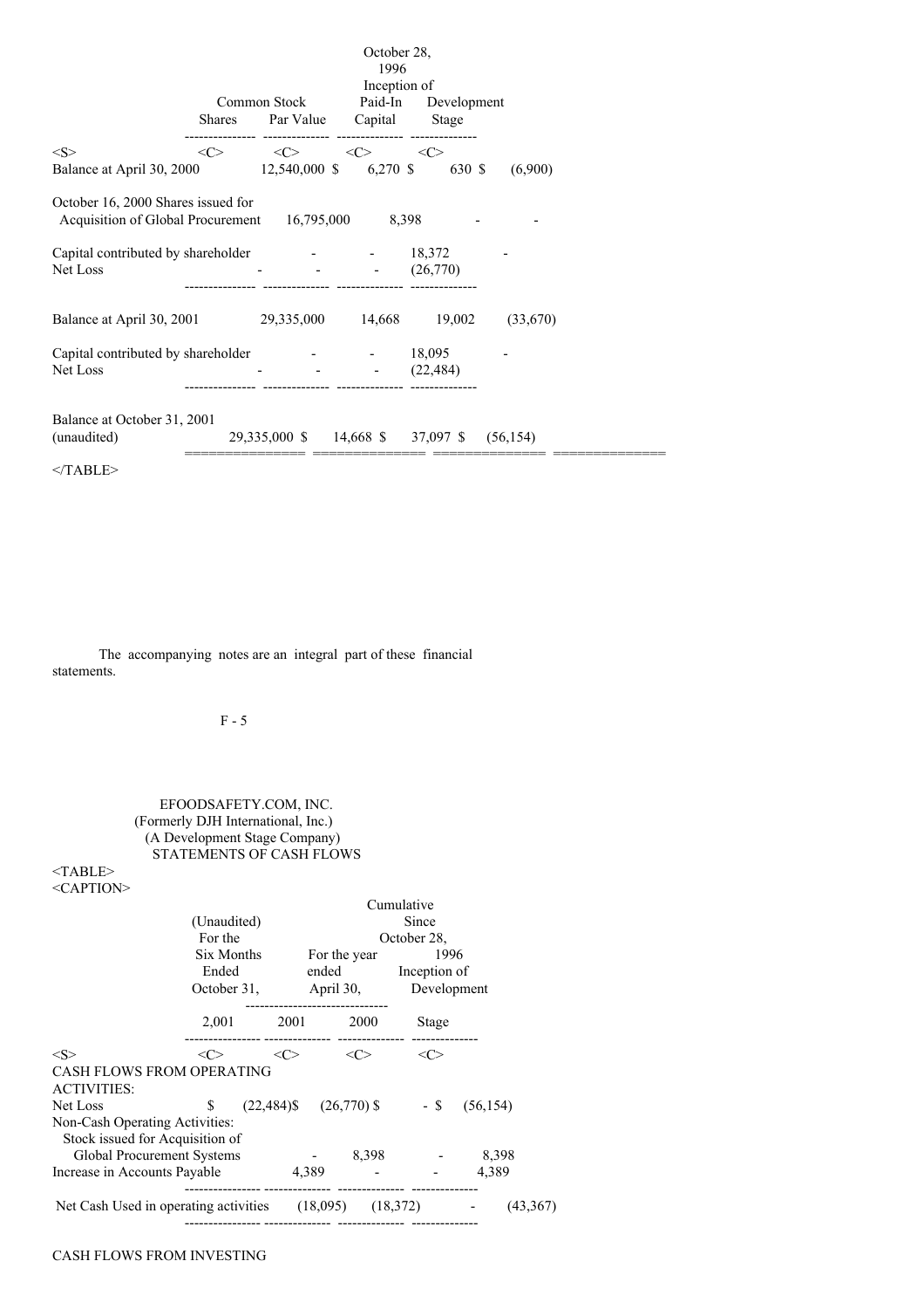| | Common Stock Shares | Par Value | Paid-In Capital | October 28, 1996 Inception of Development Stage |
|---|---|---|---|---|
| Balance at April 30, 2000 | 12,540,000 $ | 6,270 $ | 630 $ | (6,900) |
| October 16, 2000 Shares issued for Acquisition of Global Procurement | 16,795,000 | 8,398 | - | - |
| Capital contributed by shareholder | - | - | 18,372 | - |
| Net Loss | - | - | - | (26,770) |
| Balance at April 30, 2001 | 29,335,000 | 14,668 | 19,002 | (33,670) |
| Capital contributed by shareholder | - | - | 18,095 | - |
| Net Loss | - | - | - | (22,484) |
| Balance at October 31, 2001 (unaudited) | 29,335,000 $ | 14,668 $ | 37,097 $ | (56,154) |

The accompanying notes are an integral part of these financial statements.

EFOODSAFETY.COM, INC.
(Formerly DJH International, Inc.)
(A Development Stage Company)
STATEMENTS OF CASH FLOWS

| | (Unaudited) For the Six Months Ended October 31, 2,001 | For the year ended April 30, 2001 | 2000 | Cumulative Since October 28, 1996 Inception of Development Stage |
|---|---|---|---|---|
| CASH FLOWS FROM OPERATING ACTIVITIES: | | | | |
| Net Loss | $ (22,484)$ | (26,770) $ | - $ | (56,154) |
| Non-Cash Operating Activities: | | | | |
| Stock issued for Acquisition of Global Procurement Systems | - | 8,398 | - | 8,398 |
| Increase in Accounts Payable | 4,389 | - | - | 4,389 |
| Net Cash Used in operating activities | (18,095) | (18,372) | - | (43,367) |

CASH FLOWS FROM INVESTING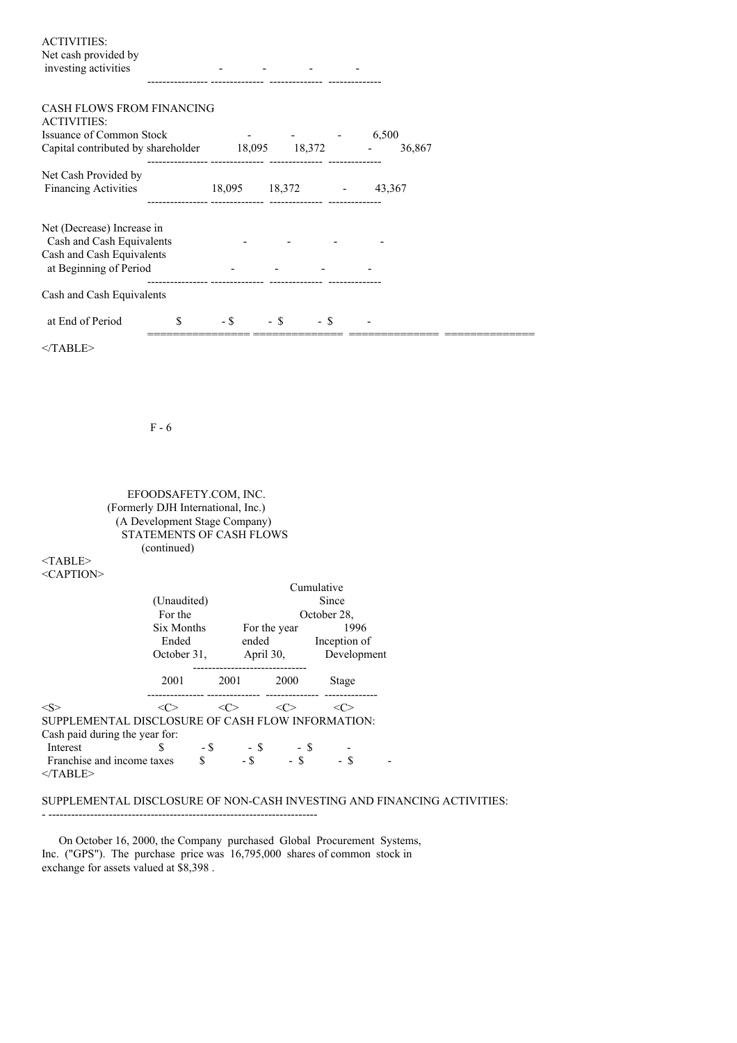| | | | | |
|---|---|---|---|---|
| ACTIVITIES: | | | | |
| Net cash provided by investing activities | - | - | - | - |
| CASH FLOWS FROM FINANCING ACTIVITIES: | | | | |
| Issuance of Common Stock | - | - | - | 6,500 |
| Capital contributed by shareholder | 18,095 | 18,372 | - | 36,867 |
| Net Cash Provided by Financing Activities | 18,095 | 18,372 | - | 43,367 |
| Net (Decrease) Increase in Cash and Cash Equivalents | - | - | - | - |
| Cash and Cash Equivalents at Beginning of Period | - | - | - | - |
| Cash and Cash Equivalents at End of Period | $ - | $ - | $ - | $ - |

EFOODSAFETY.COM, INC.
(Formerly DJH International, Inc.)
(A Development Stage Company)
STATEMENTS OF CASH FLOWS
(continued)

| | (Unaudited) For the Six Months Ended October 31, 2001 | For the year ended April 30, 2001 | For the year ended April 30, 2000 | Cumulative Since October 28, 1996 Inception of Development Stage |
|---|---|---|---|---|
| SUPPLEMENTAL DISCLOSURE OF CASH FLOW INFORMATION: | | | | |
| Cash paid during the year for: | | | | |
| Interest | $ - | $ - | $ - | $ - |
| Franchise and income taxes | $ - | $ - | $ - | $ - |

SUPPLEMENTAL DISCLOSURE OF NON-CASH INVESTING AND FINANCING ACTIVITIES:

On October 16, 2000, the Company purchased Global Procurement Systems, Inc. ("GPS"). The purchase price was 16,795,000 shares of common stock in exchange for assets valued at $8,398 .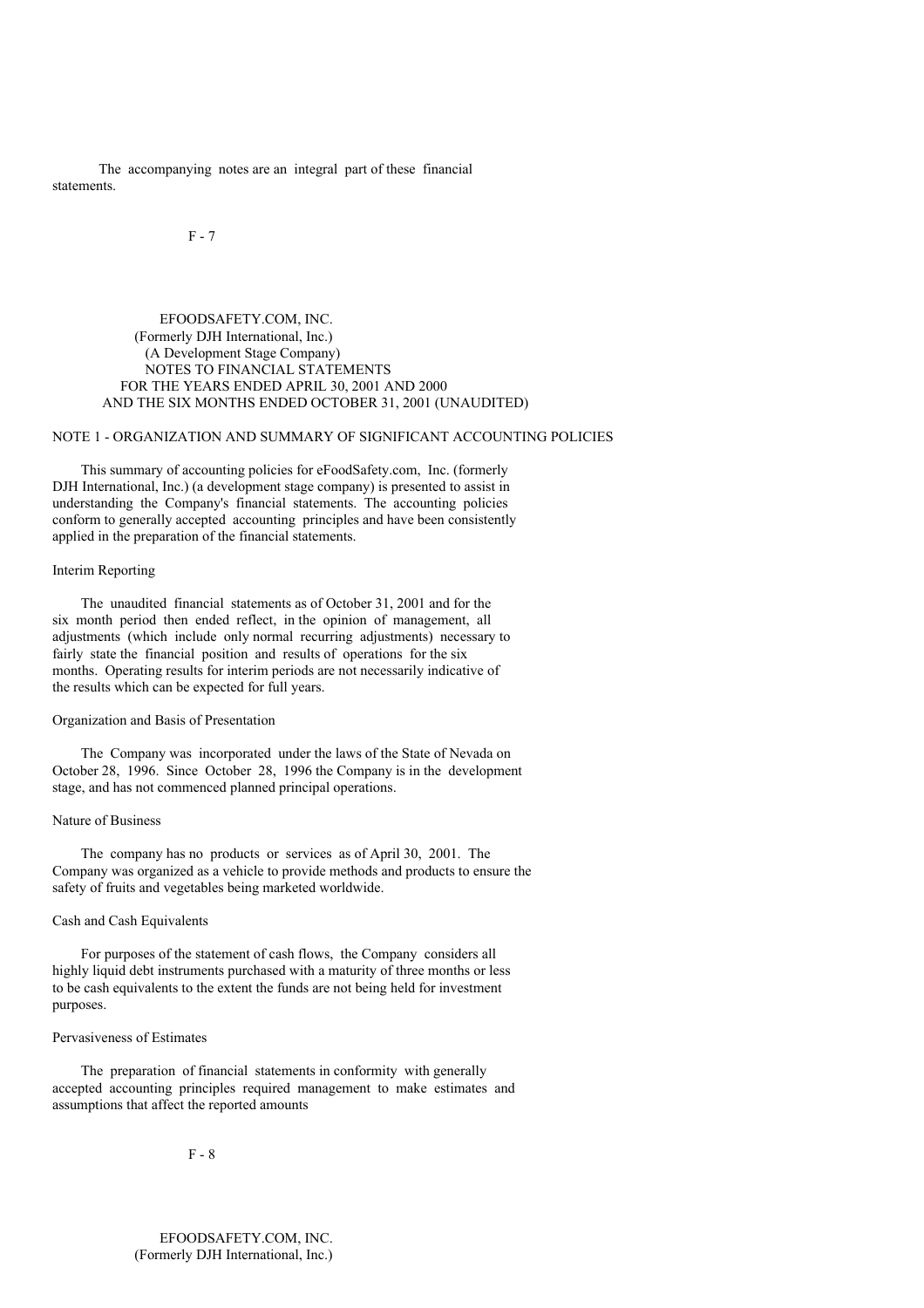The accompanying notes are an integral part of these financial statements.

EFOODSAFETY.COM, INC.
(Formerly DJH International, Inc.)
(A Development Stage Company)
NOTES TO FINANCIAL STATEMENTS
FOR THE YEARS ENDED APRIL 30, 2001 AND 2000
AND THE SIX MONTHS ENDED OCTOBER 31, 2001 (UNAUDITED)

## NOTE 1 - ORGANIZATION AND SUMMARY OF SIGNIFICANT ACCOUNTING POLICIES

This summary of accounting policies for eFoodSafety.com, Inc. (formerly DJH International, Inc.) (a development stage company) is presented to assist in understanding the Company's financial statements. The accounting policies conform to generally accepted accounting principles and have been consistently applied in the preparation of the financial statements.

### Interim Reporting

The unaudited financial statements as of October 31, 2001 and for the six month period then ended reflect, in the opinion of management, all adjustments (which include only normal recurring adjustments) necessary to fairly state the financial position and results of operations for the six months. Operating results for interim periods are not necessarily indicative of the results which can be expected for full years.

### Organization and Basis of Presentation

The Company was incorporated under the laws of the State of Nevada on October 28, 1996. Since October 28, 1996 the Company is in the development stage, and has not commenced planned principal operations.

### Nature of Business

The company has no products or services as of April 30, 2001. The Company was organized as a vehicle to provide methods and products to ensure the safety of fruits and vegetables being marketed worldwide.

### Cash and Cash Equivalents

For purposes of the statement of cash flows, the Company considers all highly liquid debt instruments purchased with a maturity of three months or less to be cash equivalents to the extent the funds are not being held for investment purposes.

### Pervasiveness of Estimates

The preparation of financial statements in conformity with generally accepted accounting principles required management to make estimates and assumptions that affect the reported amounts

EFOODSAFETY.COM, INC.
(Formerly DJH International, Inc.)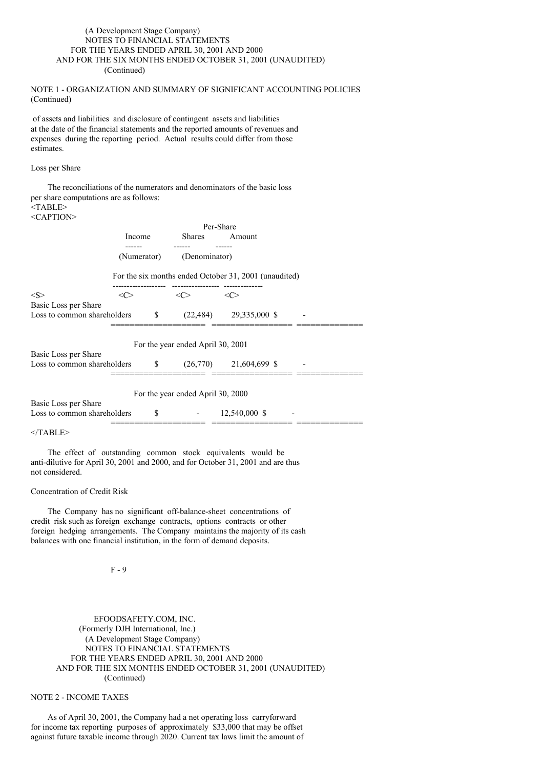(A Development Stage Company)
NOTES TO FINANCIAL STATEMENTS
FOR THE YEARS ENDED APRIL 30, 2001 AND 2000
AND FOR THE SIX MONTHS ENDED OCTOBER 31, 2001 (UNAUDITED)
(Continued)

NOTE 1 - ORGANIZATION AND SUMMARY OF SIGNIFICANT ACCOUNTING POLICIES (Continued)

of assets and liabilities and disclosure of contingent assets and liabilities at the date of the financial statements and the reported amounts of revenues and expenses during the reporting period. Actual results could differ from those estimates.

Loss per Share

The reconciliations of the numerators and denominators of the basic loss per share computations are as follows:

| | Income (Numerator) | Shares (Denominator) | Per-Share Amount |
|---|---|---|---|
| **For the six months ended October 31, 2001 (unaudited)** | | | |
| Basic Loss per Share | | | |
| Loss to common shareholders | $ (22,484) | 29,335,000 | $ - |
| **For the year ended April 30, 2001** | | | |
| Basic Loss per Share | | | |
| Loss to common shareholders | $ (26,770) | 21,604,699 | $ - |
| **For the year ended April 30, 2000** | | | |
| Basic Loss per Share | | | |
| Loss to common shareholders | $ - | 12,540,000 | $ - |

The effect of outstanding common stock equivalents would be anti-dilutive for April 30, 2001 and 2000, and for October 31, 2001 and are thus not considered.

Concentration of Credit Risk

The Company has no significant off-balance-sheet concentrations of credit risk such as foreign exchange contracts, options contracts or other foreign hedging arrangements. The Company maintains the majority of its cash balances with one financial institution, in the form of demand deposits.

F - 9

EFOODSAFETY.COM, INC.
(Formerly DJH International, Inc.)
(A Development Stage Company)
NOTES TO FINANCIAL STATEMENTS
FOR THE YEARS ENDED APRIL 30, 2001 AND 2000
AND FOR THE SIX MONTHS ENDED OCTOBER 31, 2001 (UNAUDITED)
(Continued)

NOTE 2 - INCOME TAXES

As of April 30, 2001, the Company had a net operating loss carryforward for income tax reporting purposes of approximately $33,000 that may be offset against future taxable income through 2020. Current tax laws limit the amount of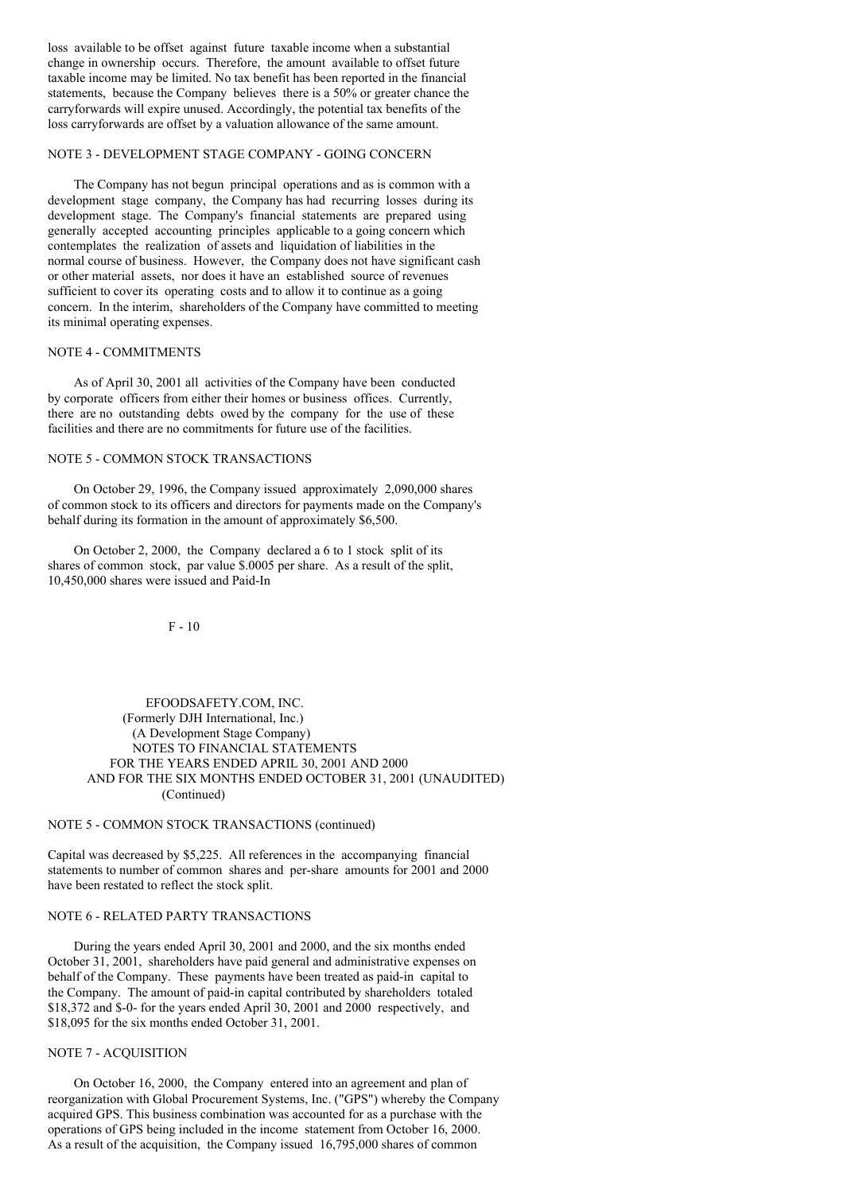loss available to be offset against future taxable income when a substantial change in ownership occurs. Therefore, the amount available to offset future taxable income may be limited. No tax benefit has been reported in the financial statements, because the Company believes there is a 50% or greater chance the carryforwards will expire unused. Accordingly, the potential tax benefits of the loss carryforwards are offset by a valuation allowance of the same amount.

## NOTE 3 - DEVELOPMENT STAGE COMPANY - GOING CONCERN

The Company has not begun principal operations and as is common with a development stage company, the Company has had recurring losses during its development stage. The Company's financial statements are prepared using generally accepted accounting principles applicable to a going concern which contemplates the realization of assets and liquidation of liabilities in the normal course of business. However, the Company does not have significant cash or other material assets, nor does it have an established source of revenues sufficient to cover its operating costs and to allow it to continue as a going concern. In the interim, shareholders of the Company have committed to meeting its minimal operating expenses.

## NOTE 4 - COMMITMENTS

As of April 30, 2001 all activities of the Company have been conducted by corporate officers from either their homes or business offices. Currently, there are no outstanding debts owed by the company for the use of these facilities and there are no commitments for future use of the facilities.

## NOTE 5 - COMMON STOCK TRANSACTIONS

On October 29, 1996, the Company issued approximately 2,090,000 shares of common stock to its officers and directors for payments made on the Company's behalf during its formation in the amount of approximately $6,500.

On October 2, 2000, the Company declared a 6 to 1 stock split of its shares of common stock, par value $.0005 per share. As a result of the split, 10,450,000 shares were issued and Paid-In

EFOODSAFETY.COM, INC.
(Formerly DJH International, Inc.)
(A Development Stage Company)
NOTES TO FINANCIAL STATEMENTS
FOR THE YEARS ENDED APRIL 30, 2001 AND 2000
AND FOR THE SIX MONTHS ENDED OCTOBER 31, 2001 (UNAUDITED)
(Continued)

## NOTE 5 - COMMON STOCK TRANSACTIONS (continued)

Capital was decreased by $5,225. All references in the accompanying financial statements to number of common shares and per-share amounts for 2001 and 2000 have been restated to reflect the stock split.

## NOTE 6 - RELATED PARTY TRANSACTIONS

During the years ended April 30, 2001 and 2000, and the six months ended October 31, 2001, shareholders have paid general and administrative expenses on behalf of the Company. These payments have been treated as paid-in capital to the Company. The amount of paid-in capital contributed by shareholders totaled $18,372 and $-0- for the years ended April 30, 2001 and 2000 respectively, and $18,095 for the six months ended October 31, 2001.

## NOTE 7 - ACQUISITION

On October 16, 2000, the Company entered into an agreement and plan of reorganization with Global Procurement Systems, Inc. ("GPS") whereby the Company acquired GPS. This business combination was accounted for as a purchase with the operations of GPS being included in the income statement from October 16, 2000. As a result of the acquisition, the Company issued 16,795,000 shares of common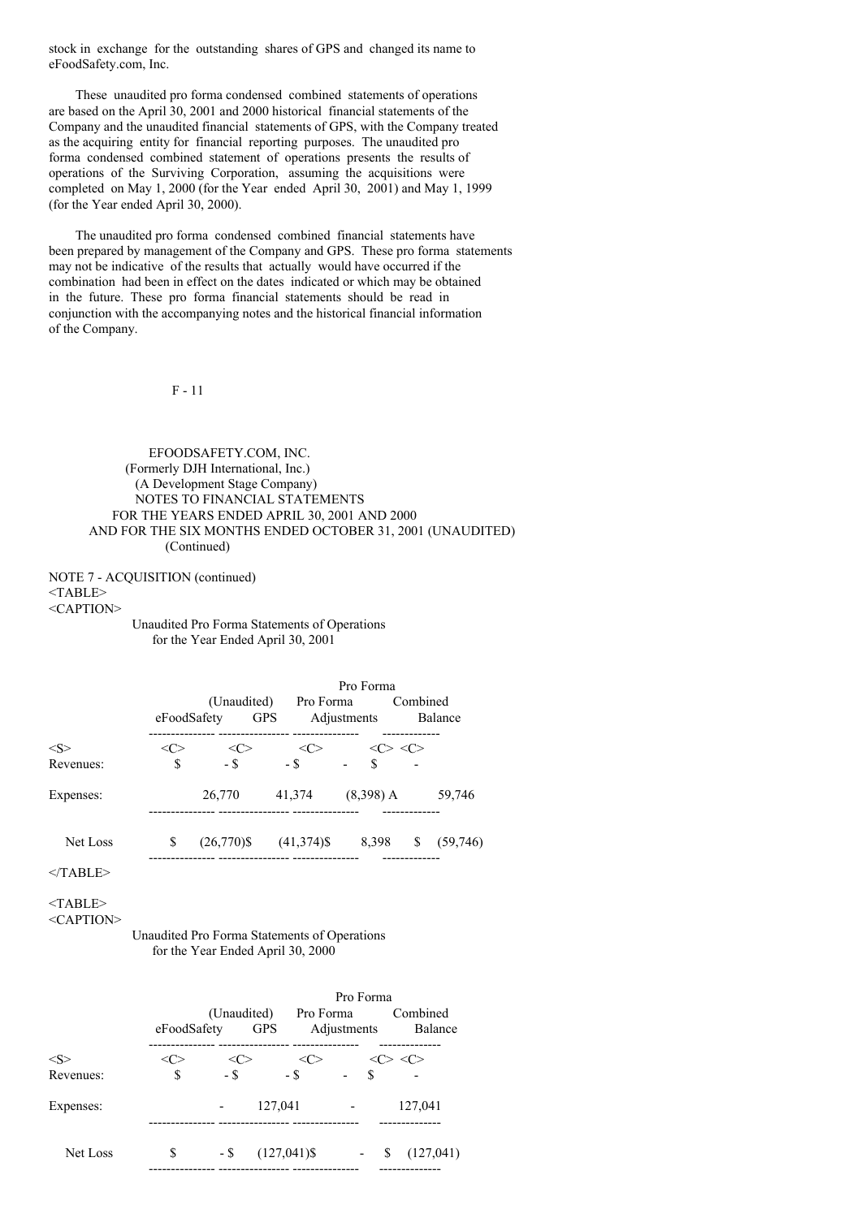stock in exchange for the outstanding shares of GPS and changed its name to eFoodSafety.com, Inc.

These unaudited pro forma condensed combined statements of operations are based on the April 30, 2001 and 2000 historical financial statements of the Company and the unaudited financial statements of GPS, with the Company treated as the acquiring entity for financial reporting purposes. The unaudited pro forma condensed combined statement of operations presents the results of operations of the Surviving Corporation, assuming the acquisitions were completed on May 1, 2000 (for the Year ended April 30, 2001) and May 1, 1999 (for the Year ended April 30, 2000).

The unaudited pro forma condensed combined financial statements have been prepared by management of the Company and GPS. These pro forma statements may not be indicative of the results that actually would have occurred if the combination had been in effect on the dates indicated or which may be obtained in the future. These pro forma financial statements should be read in conjunction with the accompanying notes and the historical financial information of the Company.

EFOODSAFETY.COM, INC.
(Formerly DJH International, Inc.)
(A Development Stage Company)
NOTES TO FINANCIAL STATEMENTS
FOR THE YEARS ENDED APRIL 30, 2001 AND 2000
AND FOR THE SIX MONTHS ENDED OCTOBER 31, 2001 (UNAUDITED)
(Continued)

NOTE 7 - ACQUISITION (continued)

Unaudited Pro Forma Statements of Operations
for the Year Ended April 30, 2001

| | eFoodSafety | (Unaudited) GPS | Pro Forma Adjustments | Pro Forma Combined Balance |
|---|---|---|---|---|
| Revenues: | $ - | $ - | $ - | $ - |
| Expenses: | 26,770 | 41,374 | (8,398) A | 59,746 |
| Net Loss | $ (26,770) | $ (41,374) | $ 8,398 | $ (59,746) |

Unaudited Pro Forma Statements of Operations
for the Year Ended April 30, 2000

| | eFoodSafety | (Unaudited) GPS | Pro Forma Adjustments | Pro Forma Combined Balance |
|---|---|---|---|---|
| Revenues: | $ - | $ - | $ - | $ - |
| Expenses: | - | 127,041 | - | 127,041 |
| Net Loss | $ - | $ (127,041) | $ - | $ (127,041) |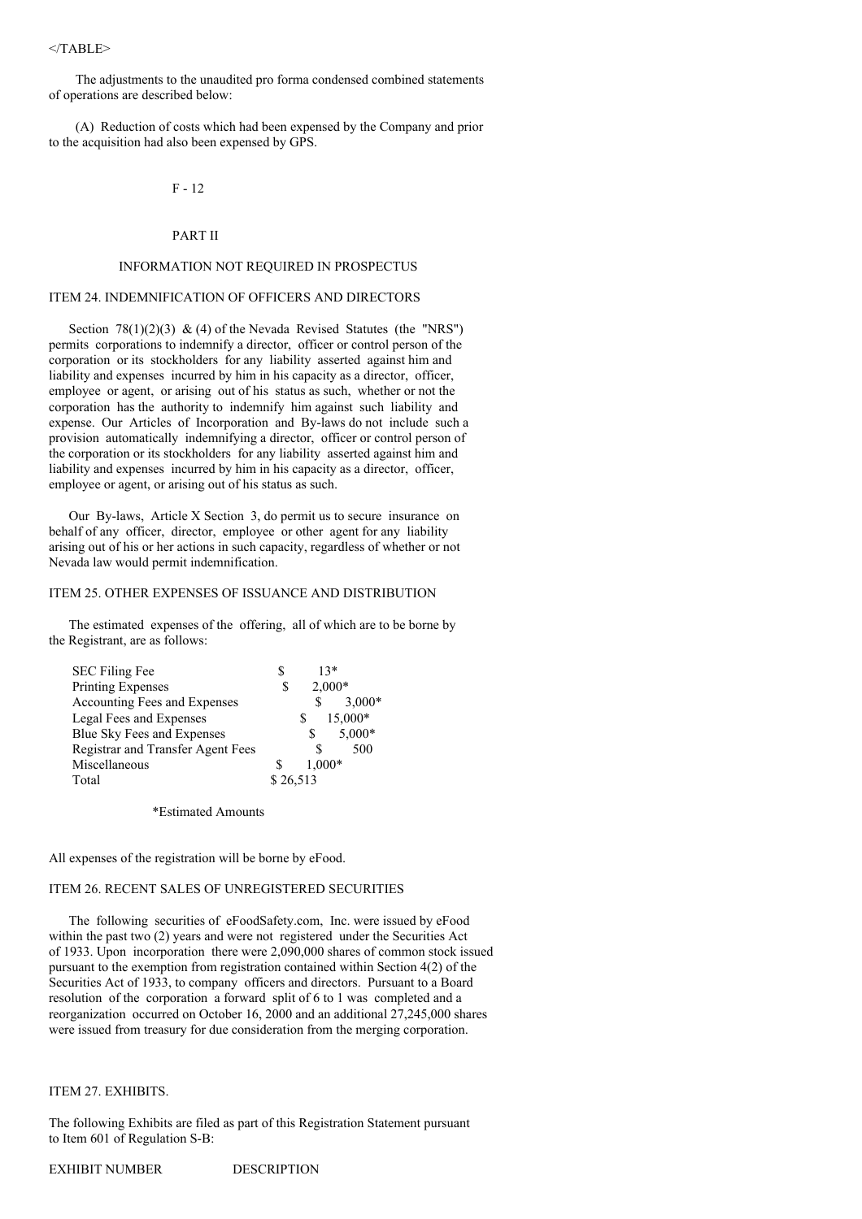</TABLE>

The adjustments to the unaudited pro forma condensed combined statements of operations are described below:

(A) Reduction of costs which had been expensed by the Company and prior to the acquisition had also been expensed by GPS.

F - 12

PART II

INFORMATION NOT REQUIRED IN PROSPECTUS

ITEM 24. INDEMNIFICATION OF OFFICERS AND DIRECTORS

Section 78(1)(2)(3) & (4) of the Nevada Revised Statutes (the "NRS") permits corporations to indemnify a director, officer or control person of the corporation or its stockholders for any liability asserted against him and liability and expenses incurred by him in his capacity as a director, officer, employee or agent, or arising out of his status as such, whether or not the corporation has the authority to indemnify him against such liability and expense. Our Articles of Incorporation and By-laws do not include such a provision automatically indemnifying a director, officer or control person of the corporation or its stockholders for any liability asserted against him and liability and expenses incurred by him in his capacity as a director, officer, employee or agent, or arising out of his status as such.

Our By-laws, Article X Section 3, do permit us to secure insurance on behalf of any officer, director, employee or other agent for any liability arising out of his or her actions in such capacity, regardless of whether or not Nevada law would permit indemnification.

ITEM 25. OTHER EXPENSES OF ISSUANCE AND DISTRIBUTION

The estimated expenses of the offering, all of which are to be borne by the Registrant, are as follows:

| | |
|---|---|
| SEC Filing Fee | $ 13* |
| Printing Expenses | $ 2,000* |
| Accounting Fees and Expenses | $ 3,000* |
| Legal Fees and Expenses | $ 15,000* |
| Blue Sky Fees and Expenses | $ 5,000* |
| Registrar and Transfer Agent Fees | $ 500 |
| Miscellaneous | $ 1,000* |
| Total | $ 26,513 |

*Estimated Amounts

All expenses of the registration will be borne by eFood.

ITEM 26. RECENT SALES OF UNREGISTERED SECURITIES

The following securities of eFoodSafety.com, Inc. were issued by eFood within the past two (2) years and were not registered under the Securities Act of 1933. Upon incorporation there were 2,090,000 shares of common stock issued pursuant to the exemption from registration contained within Section 4(2) of the Securities Act of 1933, to company officers and directors. Pursuant to a Board resolution of the corporation a forward split of 6 to 1 was completed and a reorganization occurred on October 16, 2000 and an additional 27,245,000 shares were issued from treasury for due consideration from the merging corporation.

ITEM 27. EXHIBITS.

The following Exhibits are filed as part of this Registration Statement pursuant to Item 601 of Regulation S-B:

EXHIBIT NUMBER DESCRIPTION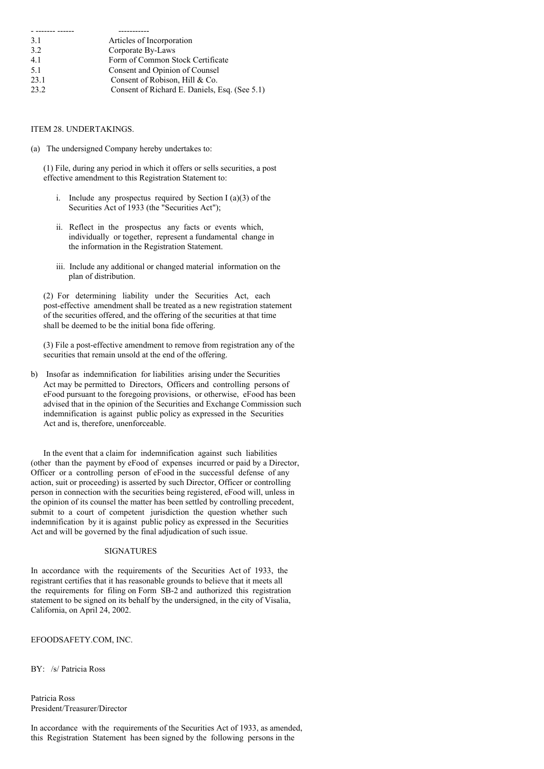| | |
|---|---|
| 3.1 | Articles of Incorporation |
| 3.2 | Corporate By-Laws |
| 4.1 | Form of Common Stock Certificate |
| 5.1 | Consent and Opinion of Counsel |
| 23.1 | Consent of Robison, Hill & Co. |
| 23.2 | Consent of Richard E. Daniels, Esq. (See 5.1) |

ITEM 28. UNDERTAKINGS.

(a) The undersigned Company hereby undertakes to:

(1) File, during any period in which it offers or sells securities, a post effective amendment to this Registration Statement to:

i. Include any prospectus required by Section I (a)(3) of the Securities Act of 1933 (the "Securities Act");

ii. Reflect in the prospectus any facts or events which, individually or together, represent a fundamental change in the information in the Registration Statement.

iii. Include any additional or changed material information on the plan of distribution.

(2) For determining liability under the Securities Act, each post-effective amendment shall be treated as a new registration statement of the securities offered, and the offering of the securities at that time shall be deemed to be the initial bona fide offering.

(3) File a post-effective amendment to remove from registration any of the securities that remain unsold at the end of the offering.

b) Insofar as indemnification for liabilities arising under the Securities Act may be permitted to Directors, Officers and controlling persons of eFood pursuant to the foregoing provisions, or otherwise, eFood has been advised that in the opinion of the Securities and Exchange Commission such indemnification is against public policy as expressed in the Securities Act and is, therefore, unenforceable.

In the event that a claim for indemnification against such liabilities (other than the payment by eFood of expenses incurred or paid by a Director, Officer or a controlling person of eFood in the successful defense of any action, suit or proceeding) is asserted by such Director, Officer or controlling person in connection with the securities being registered, eFood will, unless in the opinion of its counsel the matter has been settled by controlling precedent, submit to a court of competent jurisdiction the question whether such indemnification by it is against public policy as expressed in the Securities Act and will be governed by the final adjudication of such issue.

SIGNATURES

In accordance with the requirements of the Securities Act of 1933, the registrant certifies that it has reasonable grounds to believe that it meets all the requirements for filing on Form SB-2 and authorized this registration statement to be signed on its behalf by the undersigned, in the city of Visalia, California, on April 24, 2002.

EFOODSAFETY.COM, INC.

BY: /s/ Patricia Ross

Patricia Ross
President/Treasurer/Director

In accordance with the requirements of the Securities Act of 1933, as amended, this Registration Statement has been signed by the following persons in the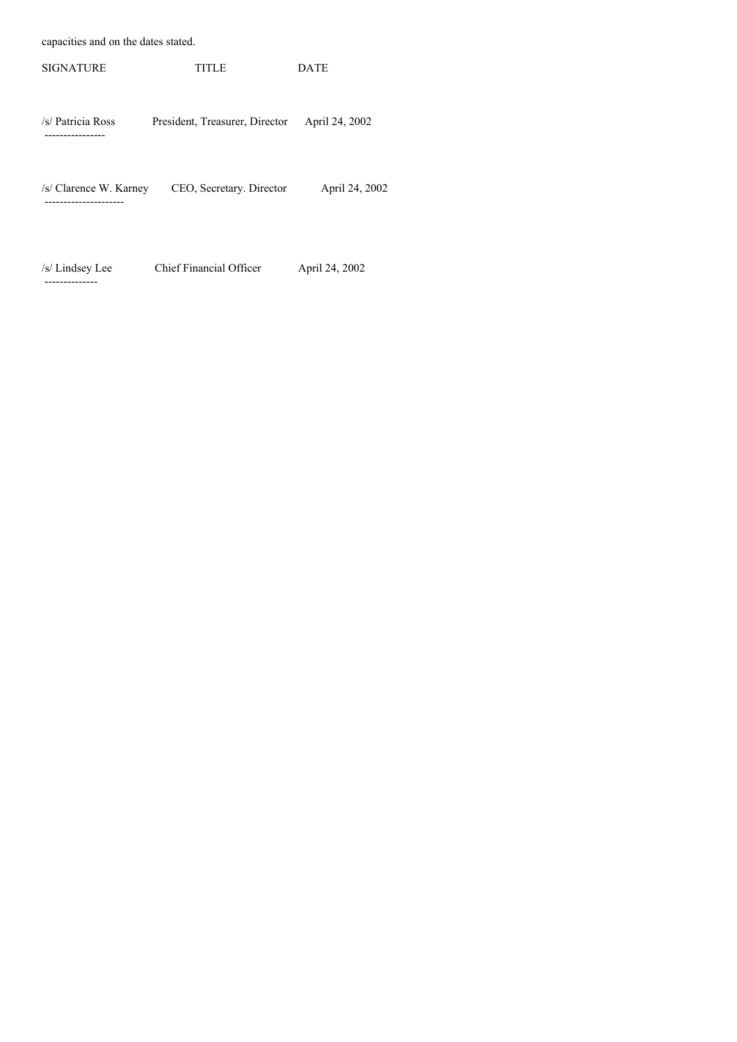capacities and on the dates stated.

| SIGNATURE | TITLE | DATE |
| --- | --- | --- |
| /s/ Patricia Ross | President, Treasurer, Director | April 24, 2002 |
| /s/ Clarence W. Karney | CEO, Secretary. Director | April 24, 2002 |
| /s/ Lindsey Lee | Chief Financial Officer | April 24, 2002 |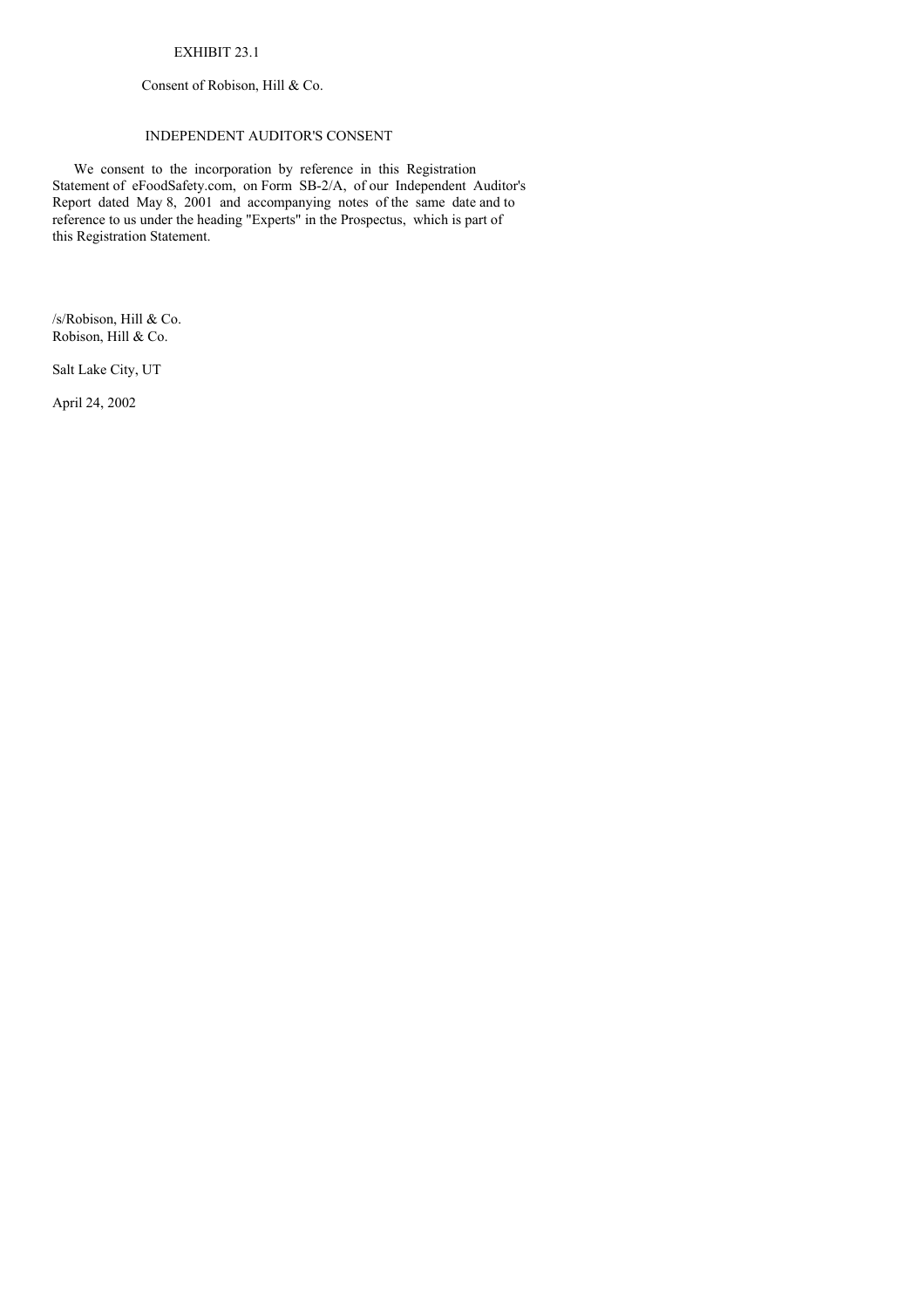EXHIBIT 23.1

Consent of Robison, Hill & Co.

## INDEPENDENT AUDITOR'S CONSENT

We consent to the incorporation by reference in this Registration Statement of eFoodSafety.com, on Form SB-2/A, of our Independent Auditor's Report dated May 8, 2001 and accompanying notes of the same date and to reference to us under the heading "Experts" in the Prospectus, which is part of this Registration Statement.

/s/Robison, Hill & Co.
Robison, Hill & Co.

Salt Lake City, UT

April 24, 2002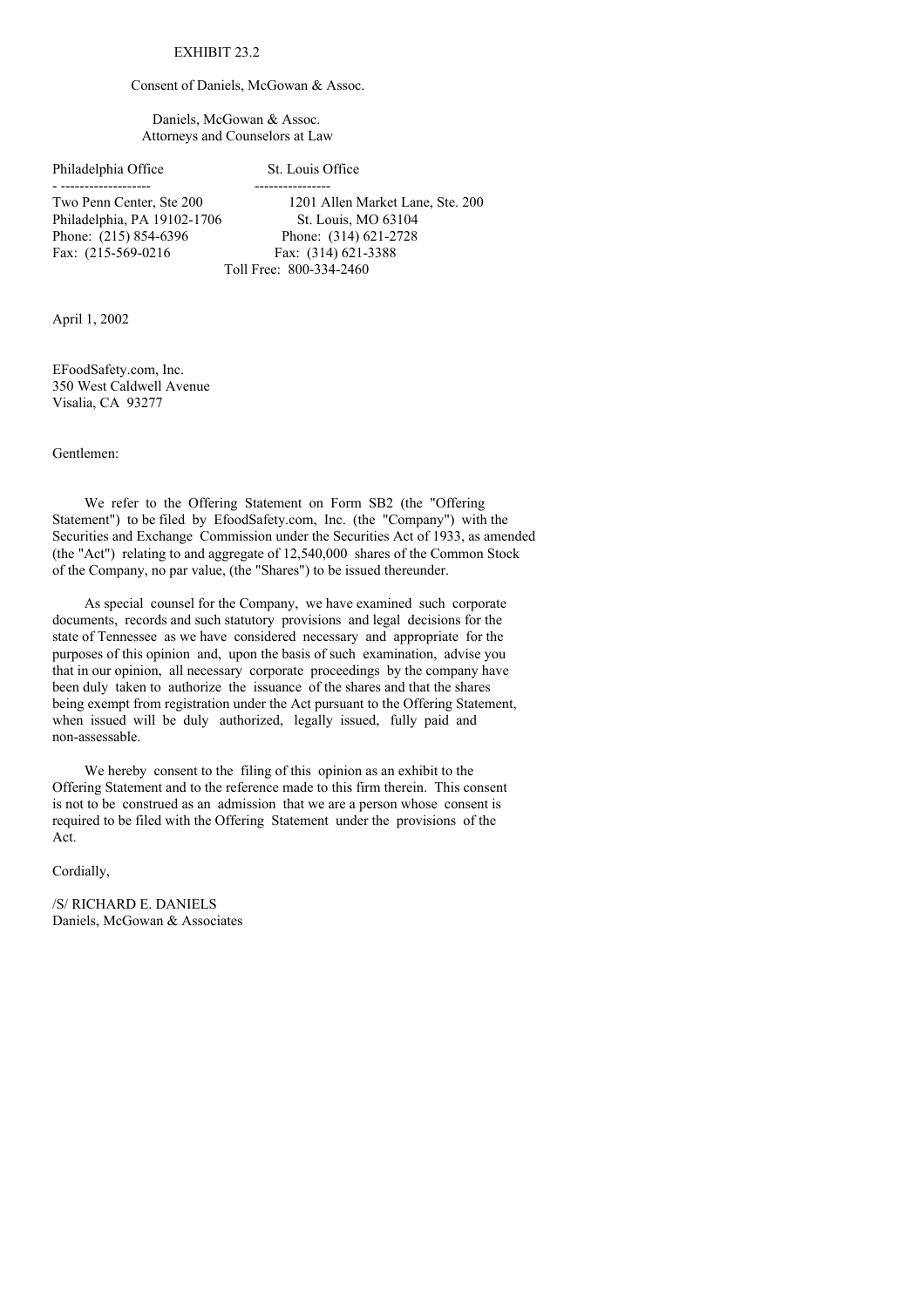EXHIBIT 23.2

Consent of Daniels, McGowan & Assoc.

Daniels, McGowan & Assoc.
Attorneys and Counselors at Law

| Philadelphia Office | St. Louis Office |
|---|---|
| Two Penn Center, Ste 200 | 1201 Allen Market Lane, Ste. 200 |
| Philadelphia, PA 19102-1706 | St. Louis, MO 63104 |
| Phone: (215) 854-6396 | Phone: (314) 621-2728 |
| Fax: (215-569-0216 | Fax: (314) 621-3388 |

Toll Free: 800-334-2460

April 1, 2002

EFoodSafety.com, Inc.
350 West Caldwell Avenue
Visalia, CA 93277

Gentlemen:

We refer to the Offering Statement on Form SB2 (the "Offering Statement") to be filed by EfoodSafety.com, Inc. (the "Company") with the Securities and Exchange Commission under the Securities Act of 1933, as amended (the "Act") relating to and aggregate of 12,540,000 shares of the Common Stock of the Company, no par value, (the "Shares") to be issued thereunder.

As special counsel for the Company, we have examined such corporate documents, records and such statutory provisions and legal decisions for the state of Tennessee as we have considered necessary and appropriate for the purposes of this opinion and, upon the basis of such examination, advise you that in our opinion, all necessary corporate proceedings by the company have been duly taken to authorize the issuance of the shares and that the shares being exempt from registration under the Act pursuant to the Offering Statement, when issued will be duly authorized, legally issued, fully paid and non-assessable.

We hereby consent to the filing of this opinion as an exhibit to the Offering Statement and to the reference made to this firm therein. This consent is not to be construed as an admission that we are a person whose consent is required to be filed with the Offering Statement under the provisions of the Act.

Cordially,

/S/ RICHARD E. DANIELS
Daniels, McGowan & Associates